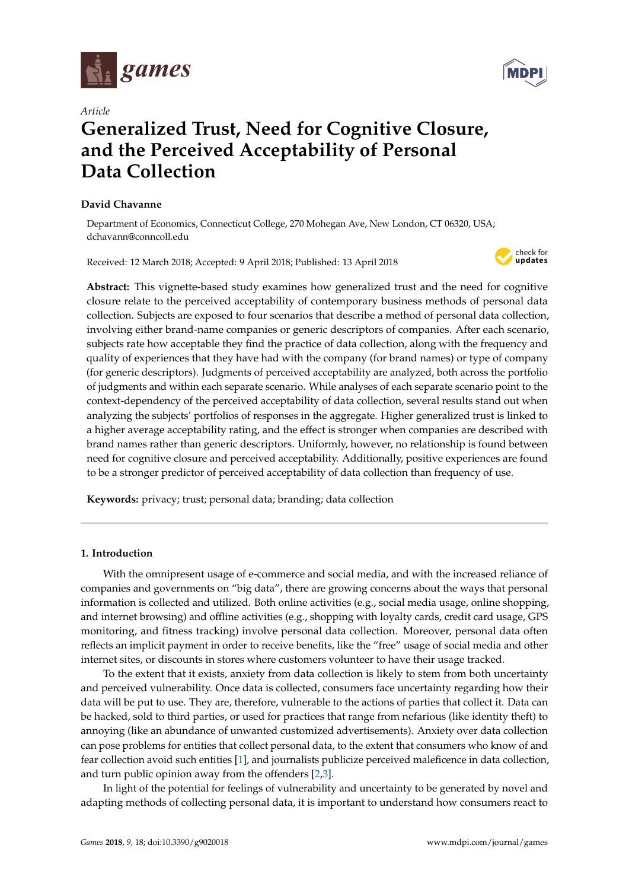Article

# Generalized Trust, Need for Cognitive Closure, and the Perceived Acceptability of Personal Data Collection

**David Chavanne**

Department of Economics, Connecticut College, 270 Mohegan Ave, New London, CT 06320, USA; dchavann@conncoll.edu

Received: 12 March 2018; Accepted: 9 April 2018; Published: 13 April 2018

**Abstract:** This vignette-based study examines how generalized trust and the need for cognitive closure relate to the perceived acceptability of contemporary business methods of personal data collection. Subjects are exposed to four scenarios that describe a method of personal data collection, involving either brand-name companies or generic descriptors of companies. After each scenario, subjects rate how acceptable they find the practice of data collection, along with the frequency and quality of experiences that they have had with the company (for brand names) or type of company (for generic descriptors). Judgments of perceived acceptability are analyzed, both across the portfolio of judgments and within each separate scenario. While analyses of each separate scenario point to the context-dependency of the perceived acceptability of data collection, several results stand out when analyzing the subjects' portfolios of responses in the aggregate. Higher generalized trust is linked to a higher average acceptability rating, and the effect is stronger when companies are described with brand names rather than generic descriptors. Uniformly, however, no relationship is found between need for cognitive closure and perceived acceptability. Additionally, positive experiences are found to be a stronger predictor of perceived acceptability of data collection than frequency of use.

**Keywords:** privacy; trust; personal data; branding; data collection

## 1. Introduction

With the omnipresent usage of e-commerce and social media, and with the increased reliance of companies and governments on "big data", there are growing concerns about the ways that personal information is collected and utilized. Both online activities (e.g., social media usage, online shopping, and internet browsing) and offline activities (e.g., shopping with loyalty cards, credit card usage, GPS monitoring, and fitness tracking) involve personal data collection. Moreover, personal data often reflects an implicit payment in order to receive benefits, like the "free" usage of social media and other internet sites, or discounts in stores where customers volunteer to have their usage tracked.

To the extent that it exists, anxiety from data collection is likely to stem from both uncertainty and perceived vulnerability. Once data is collected, consumers face uncertainty regarding how their data will be put to use. They are, therefore, vulnerable to the actions of parties that collect it. Data can be hacked, sold to third parties, or used for practices that range from nefarious (like identity theft) to annoying (like an abundance of unwanted customized advertisements). Anxiety over data collection can pose problems for entities that collect personal data, to the extent that consumers who know of and fear collection avoid such entities [1], and journalists publicize perceived maleficence in data collection, and turn public opinion away from the offenders [2,3].

In light of the potential for feelings of vulnerability and uncertainty to be generated by novel and adapting methods of collecting personal data, it is important to understand how consumers react to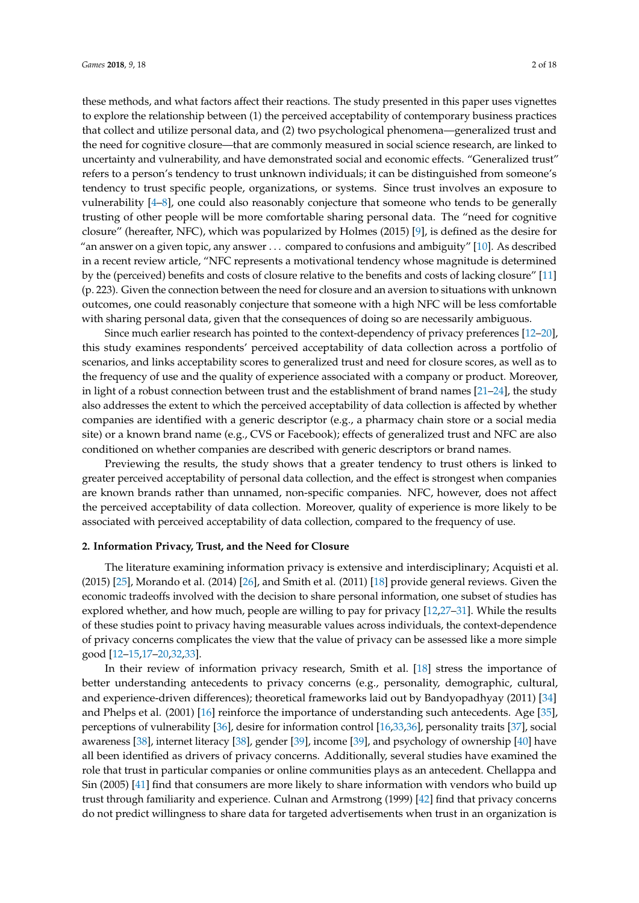these methods, and what factors affect their reactions. The study presented in this paper uses vignettes to explore the relationship between (1) the perceived acceptability of contemporary business practices that collect and utilize personal data, and (2) two psychological phenomena—generalized trust and the need for cognitive closure—that are commonly measured in social science research, are linked to uncertainty and vulnerability, and have demonstrated social and economic effects. "Generalized trust" refers to a person's tendency to trust unknown individuals; it can be distinguished from someone's tendency to trust specific people, organizations, or systems. Since trust involves an exposure to vulnerability [4–8], one could also reasonably conjecture that someone who tends to be generally trusting of other people will be more comfortable sharing personal data. The "need for cognitive closure" (hereafter, NFC), which was popularized by Holmes (2015) [9], is defined as the desire for "an answer on a given topic, any answer ... compared to confusions and ambiguity" [10]. As described in a recent review article, "NFC represents a motivational tendency whose magnitude is determined by the (perceived) benefits and costs of closure relative to the benefits and costs of lacking closure" [11] (p. 223). Given the connection between the need for closure and an aversion to situations with unknown outcomes, one could reasonably conjecture that someone with a high NFC will be less comfortable with sharing personal data, given that the consequences of doing so are necessarily ambiguous.

Since much earlier research has pointed to the context-dependency of privacy preferences [12–20], this study examines respondents' perceived acceptability of data collection across a portfolio of scenarios, and links acceptability scores to generalized trust and need for closure scores, as well as to the frequency of use and the quality of experience associated with a company or product. Moreover, in light of a robust connection between trust and the establishment of brand names [21–24], the study also addresses the extent to which the perceived acceptability of data collection is affected by whether companies are identified with a generic descriptor (e.g., a pharmacy chain store or a social media site) or a known brand name (e.g., CVS or Facebook); effects of generalized trust and NFC are also conditioned on whether companies are described with generic descriptors or brand names.

Previewing the results, the study shows that a greater tendency to trust others is linked to greater perceived acceptability of personal data collection, and the effect is strongest when companies are known brands rather than unnamed, non-specific companies. NFC, however, does not affect the perceived acceptability of data collection. Moreover, quality of experience is more likely to be associated with perceived acceptability of data collection, compared to the frequency of use.

## 2. Information Privacy, Trust, and the Need for Closure

The literature examining information privacy is extensive and interdisciplinary; Acquisti et al. (2015) [25], Morando et al. (2014) [26], and Smith et al. (2011) [18] provide general reviews. Given the economic tradeoffs involved with the decision to share personal information, one subset of studies has explored whether, and how much, people are willing to pay for privacy [12,27–31]. While the results of these studies point to privacy having measurable values across individuals, the context-dependence of privacy concerns complicates the view that the value of privacy can be assessed like a more simple good [12–15,17–20,32,33].

In their review of information privacy research, Smith et al. [18] stress the importance of better understanding antecedents to privacy concerns (e.g., personality, demographic, cultural, and experience-driven differences); theoretical frameworks laid out by Bandyopadhyay (2011) [34] and Phelps et al. (2001) [16] reinforce the importance of understanding such antecedents. Age [35], perceptions of vulnerability [36], desire for information control [16,33,36], personality traits [37], social awareness [38], internet literacy [38], gender [39], income [39], and psychology of ownership [40] have all been identified as drivers of privacy concerns. Additionally, several studies have examined the role that trust in particular companies or online communities plays as an antecedent. Chellappa and Sin (2005) [41] find that consumers are more likely to share information with vendors who build up trust through familiarity and experience. Culnan and Armstrong (1999) [42] find that privacy concerns do not predict willingness to share data for targeted advertisements when trust in an organization is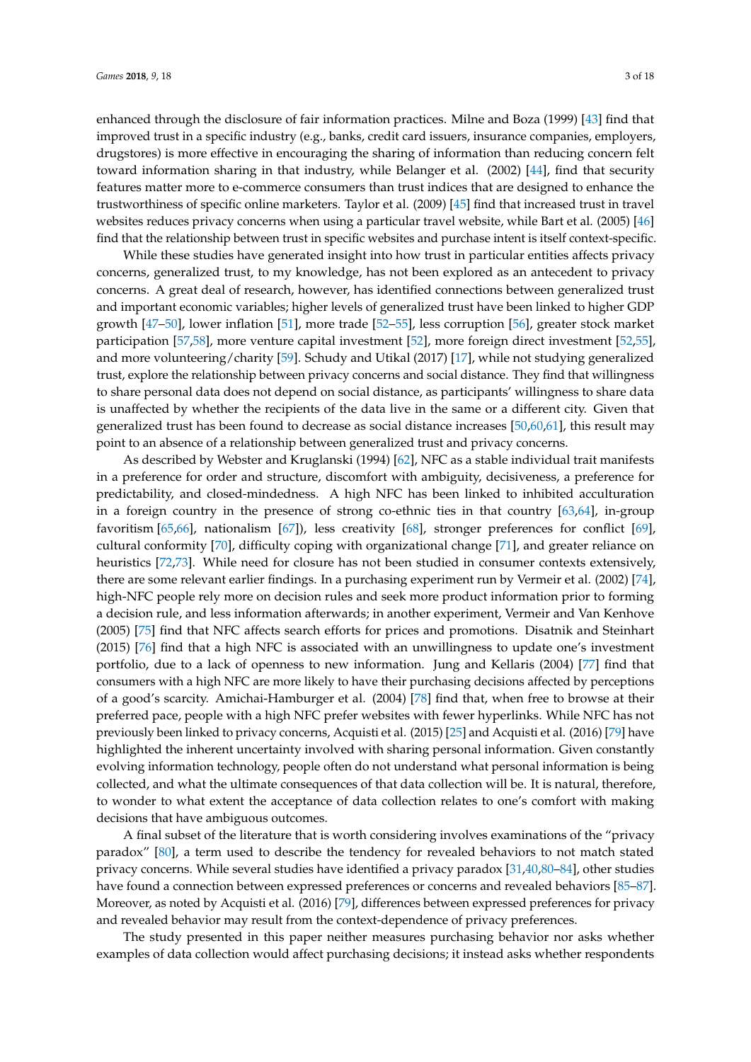enhanced through the disclosure of fair information practices. Milne and Boza (1999) [43] find that improved trust in a specific industry (e.g., banks, credit card issuers, insurance companies, employers, drugstores) is more effective in encouraging the sharing of information than reducing concern felt toward information sharing in that industry, while Belanger et al. (2002) [44], find that security features matter more to e-commerce consumers than trust indices that are designed to enhance the trustworthiness of specific online marketers. Taylor et al. (2009) [45] find that increased trust in travel websites reduces privacy concerns when using a particular travel website, while Bart et al. (2005) [46] find that the relationship between trust in specific websites and purchase intent is itself context-specific.

While these studies have generated insight into how trust in particular entities affects privacy concerns, generalized trust, to my knowledge, has not been explored as an antecedent to privacy concerns. A great deal of research, however, has identified connections between generalized trust and important economic variables; higher levels of generalized trust have been linked to higher GDP growth [47–50], lower inflation [51], more trade [52–55], less corruption [56], greater stock market participation [57,58], more venture capital investment [52], more foreign direct investment [52,55], and more volunteering/charity [59]. Schudy and Utikal (2017) [17], while not studying generalized trust, explore the relationship between privacy concerns and social distance. They find that willingness to share personal data does not depend on social distance, as participants' willingness to share data is unaffected by whether the recipients of the data live in the same or a different city. Given that generalized trust has been found to decrease as social distance increases [50,60,61], this result may point to an absence of a relationship between generalized trust and privacy concerns.

As described by Webster and Kruglanski (1994) [62], NFC as a stable individual trait manifests in a preference for order and structure, discomfort with ambiguity, decisiveness, a preference for predictability, and closed-mindedness. A high NFC has been linked to inhibited acculturation in a foreign country in the presence of strong co-ethnic ties in that country [63,64], in-group favoritism [65,66], nationalism [67]), less creativity [68], stronger preferences for conflict [69], cultural conformity [70], difficulty coping with organizational change [71], and greater reliance on heuristics [72,73]. While need for closure has not been studied in consumer contexts extensively, there are some relevant earlier findings. In a purchasing experiment run by Vermeir et al. (2002) [74], high-NFC people rely more on decision rules and seek more product information prior to forming a decision rule, and less information afterwards; in another experiment, Vermeir and Van Kenhove (2005) [75] find that NFC affects search efforts for prices and promotions. Disatnik and Steinhart (2015) [76] find that a high NFC is associated with an unwillingness to update one's investment portfolio, due to a lack of openness to new information. Jung and Kellaris (2004) [77] find that consumers with a high NFC are more likely to have their purchasing decisions affected by perceptions of a good's scarcity. Amichai-Hamburger et al. (2004) [78] find that, when free to browse at their preferred pace, people with a high NFC prefer websites with fewer hyperlinks. While NFC has not previously been linked to privacy concerns, Acquisti et al. (2015) [25] and Acquisti et al. (2016) [79] have highlighted the inherent uncertainty involved with sharing personal information. Given constantly evolving information technology, people often do not understand what personal information is being collected, and what the ultimate consequences of that data collection will be. It is natural, therefore, to wonder to what extent the acceptance of data collection relates to one's comfort with making decisions that have ambiguous outcomes.

A final subset of the literature that is worth considering involves examinations of the "privacy paradox" [80], a term used to describe the tendency for revealed behaviors to not match stated privacy concerns. While several studies have identified a privacy paradox [31,40,80–84], other studies have found a connection between expressed preferences or concerns and revealed behaviors [85–87]. Moreover, as noted by Acquisti et al. (2016) [79], differences between expressed preferences for privacy and revealed behavior may result from the context-dependence of privacy preferences.

The study presented in this paper neither measures purchasing behavior nor asks whether examples of data collection would affect purchasing decisions; it instead asks whether respondents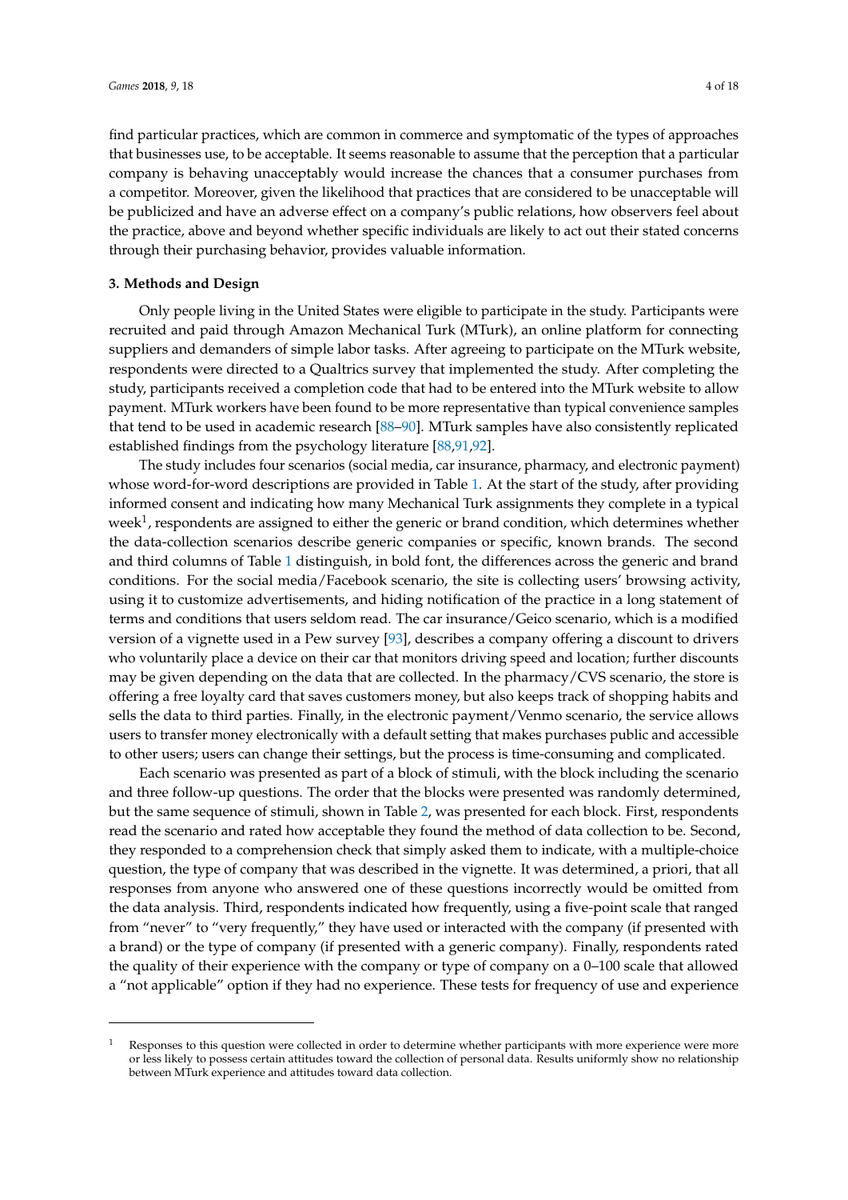find particular practices, which are common in commerce and symptomatic of the types of approaches that businesses use, to be acceptable. It seems reasonable to assume that the perception that a particular company is behaving unacceptably would increase the chances that a consumer purchases from a competitor. Moreover, given the likelihood that practices that are considered to be unacceptable will be publicized and have an adverse effect on a company's public relations, how observers feel about the practice, above and beyond whether specific individuals are likely to act out their stated concerns through their purchasing behavior, provides valuable information.

## 3. Methods and Design

Only people living in the United States were eligible to participate in the study. Participants were recruited and paid through Amazon Mechanical Turk (MTurk), an online platform for connecting suppliers and demanders of simple labor tasks. After agreeing to participate on the MTurk website, respondents were directed to a Qualtrics survey that implemented the study. After completing the study, participants received a completion code that had to be entered into the MTurk website to allow payment. MTurk workers have been found to be more representative than typical convenience samples that tend to be used in academic research [88–90]. MTurk samples have also consistently replicated established findings from the psychology literature [88,91,92].

The study includes four scenarios (social media, car insurance, pharmacy, and electronic payment) whose word-for-word descriptions are provided in Table 1. At the start of the study, after providing informed consent and indicating how many Mechanical Turk assignments they complete in a typical week[1], respondents are assigned to either the generic or brand condition, which determines whether the data-collection scenarios describe generic companies or specific, known brands. The second and third columns of Table 1 distinguish, in bold font, the differences across the generic and brand conditions. For the social media/Facebook scenario, the site is collecting users' browsing activity, using it to customize advertisements, and hiding notification of the practice in a long statement of terms and conditions that users seldom read. The car insurance/Geico scenario, which is a modified version of a vignette used in a Pew survey [93], describes a company offering a discount to drivers who voluntarily place a device on their car that monitors driving speed and location; further discounts may be given depending on the data that are collected. In the pharmacy/CVS scenario, the store is offering a free loyalty card that saves customers money, but also keeps track of shopping habits and sells the data to third parties. Finally, in the electronic payment/Venmo scenario, the service allows users to transfer money electronically with a default setting that makes purchases public and accessible to other users; users can change their settings, but the process is time-consuming and complicated.

Each scenario was presented as part of a block of stimuli, with the block including the scenario and three follow-up questions. The order that the blocks were presented was randomly determined, but the same sequence of stimuli, shown in Table 2, was presented for each block. First, respondents read the scenario and rated how acceptable they found the method of data collection to be. Second, they responded to a comprehension check that simply asked them to indicate, with a multiple-choice question, the type of company that was described in the vignette. It was determined, a priori, that all responses from anyone who answered one of these questions incorrectly would be omitted from the data analysis. Third, respondents indicated how frequently, using a five-point scale that ranged from "never" to "very frequently," they have used or interacted with the company (if presented with a brand) or the type of company (if presented with a generic company). Finally, respondents rated the quality of their experience with the company or type of company on a 0–100 scale that allowed a "not applicable" option if they had no experience. These tests for frequency of use and experience

[1] Responses to this question were collected in order to determine whether participants with more experience were more or less likely to possess certain attitudes toward the collection of personal data. Results uniformly show no relationship between MTurk experience and attitudes toward data collection.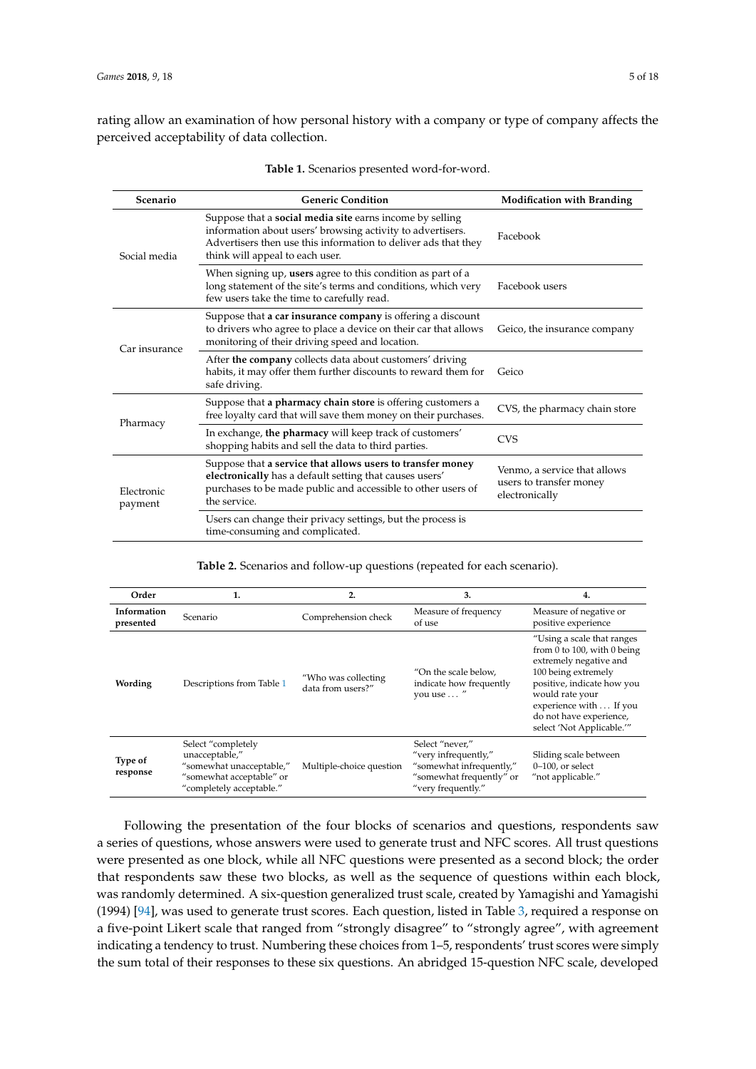rating allow an examination of how personal history with a company or type of company affects the perceived acceptability of data collection.

**Table 1.** Scenarios presented word-for-word.

| Scenario | Generic Condition | Modification with Branding |
|---|---|---|
| Social media | Suppose that a **social media site** earns income by selling information about users' browsing activity to advertisers. Advertisers then use this information to deliver ads that they think will appeal to each user. | Facebook |
| | When signing up, **users** agree to this condition as part of a long statement of the site's terms and conditions, which very few users take the time to carefully read. | Facebook users |
| Car insurance | Suppose that **a car insurance company** is offering a discount to drivers who agree to place a device on their car that allows monitoring of their driving speed and location. | Geico, the insurance company |
| | After **the company** collects data about customers' driving habits, it may offer them further discounts to reward them for safe driving. | Geico |
| Pharmacy | Suppose that **a pharmacy chain store** is offering customers a free loyalty card that will save them money on their purchases. | CVS, the pharmacy chain store |
| | In exchange, **the pharmacy** will keep track of customers' shopping habits and sell the data to third parties. | CVS |
| Electronic payment | Suppose that **a service that allows users to transfer money electronically** has a default setting that causes users' purchases to be made public and accessible to other users of the service. | Venmo, a service that allows users to transfer money electronically |
| | Users can change their privacy settings, but the process is time-consuming and complicated. | |

**Table 2.** Scenarios and follow-up questions (repeated for each scenario).

| Order | 1. | 2. | 3. | 4. |
|---|---|---|---|---|
| **Information presented** | Scenario | Comprehension check | Measure of frequency of use | Measure of negative or positive experience |
| **Wording** | Descriptions from Table 1 | "Who was collecting data from users?" | "On the scale below, indicate how frequently you use . . . " | "Using a scale that ranges from 0 to 100, with 0 being extremely negative and 100 being extremely positive, indicate how you would rate your experience with . . . If you do not have experience, select 'Not Applicable.'" |
| **Type of response** | Select "completely unacceptable," "somewhat unacceptable," "somewhat acceptable" or "completely acceptable." | Multiple-choice question | Select "never," "very infrequently," "somewhat infrequently," "somewhat frequently" or "very frequently." | Sliding scale between 0–100, or select "not applicable." |

Following the presentation of the four blocks of scenarios and questions, respondents saw a series of questions, whose answers were used to generate trust and NFC scores. All trust questions were presented as one block, while all NFC questions were presented as a second block; the order that respondents saw these two blocks, as well as the sequence of questions within each block, was randomly determined. A six-question generalized trust scale, created by Yamagishi and Yamagishi (1994) [94], was used to generate trust scores. Each question, listed in Table 3, required a response on a five-point Likert scale that ranged from "strongly disagree" to "strongly agree", with agreement indicating a tendency to trust. Numbering these choices from 1–5, respondents' trust scores were simply the sum total of their responses to these six questions. An abridged 15-question NFC scale, developed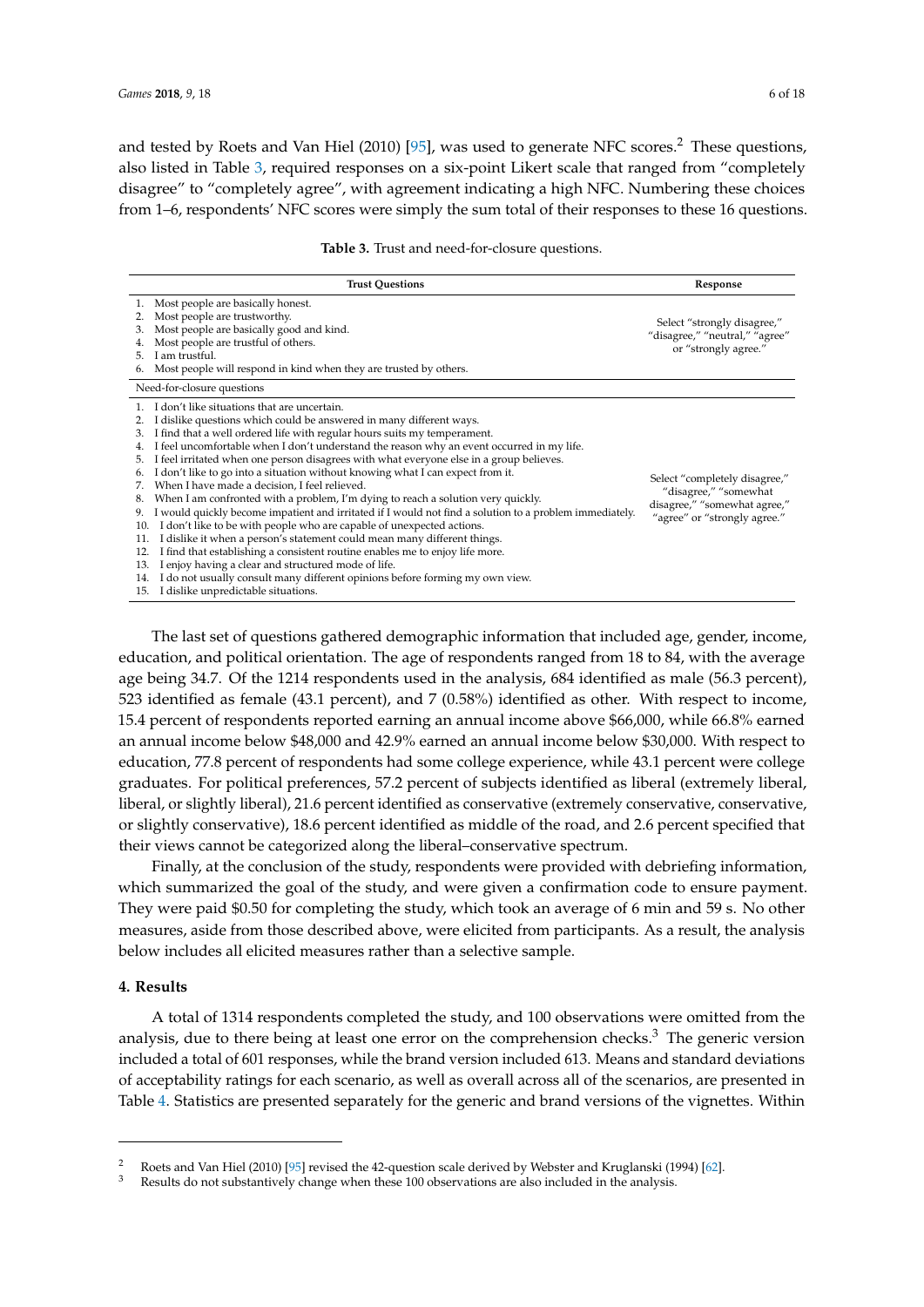and tested by Roets and Van Hiel (2010) [95], was used to generate NFC scores.[2] These questions, also listed in Table 3, required responses on a six-point Likert scale that ranged from "completely disagree" to "completely agree", with agreement indicating a high NFC. Numbering these choices from 1–6, respondents' NFC scores were simply the sum total of their responses to these 16 questions.

**Table 3.** Trust and need-for-closure questions.

| Trust Questions | Response |
| --- | --- |
| 1. Most people are basically honest.<br>2. Most people are trustworthy.<br>3. Most people are basically good and kind.<br>4. Most people are trustful of others.<br>5. I am trustful.<br>6. Most people will respond in kind when they are trusted by others. | Select "strongly disagree," "disagree," "neutral," "agree" or "strongly agree." |
| Need-for-closure questions | |
| 1. I don't like situations that are uncertain.<br>2. I dislike questions which could be answered in many different ways.<br>3. I find that a well ordered life with regular hours suits my temperament.<br>4. I feel uncomfortable when I don't understand the reason why an event occurred in my life.<br>5. I feel irritated when one person disagrees with what everyone else in a group believes.<br>6. I don't like to go into a situation without knowing what I can expect from it.<br>7. When I have made a decision, I feel relieved.<br>8. When I am confronted with a problem, I'm dying to reach a solution very quickly.<br>9. I would quickly become impatient and irritated if I would not find a solution to a problem immediately.<br>10. I don't like to be with people who are capable of unexpected actions.<br>11. I dislike it when a person's statement could mean many different things.<br>12. I find that establishing a consistent routine enables me to enjoy life more.<br>13. I enjoy having a clear and structured mode of life.<br>14. I do not usually consult many different opinions before forming my own view.<br>15. I dislike unpredictable situations. | Select "completely disagree," "disagree," "somewhat disagree," "somewhat agree," "agree" or "strongly agree." |

The last set of questions gathered demographic information that included age, gender, income, education, and political orientation. The age of respondents ranged from 18 to 84, with the average age being 34.7. Of the 1214 respondents used in the analysis, 684 identified as male (56.3 percent), 523 identified as female (43.1 percent), and 7 (0.58%) identified as other. With respect to income, 15.4 percent of respondents reported earning an annual income above $66,000, while 66.8% earned an annual income below $48,000 and 42.9% earned an annual income below $30,000. With respect to education, 77.8 percent of respondents had some college experience, while 43.1 percent were college graduates. For political preferences, 57.2 percent of subjects identified as liberal (extremely liberal, liberal, or slightly liberal), 21.6 percent identified as conservative (extremely conservative, conservative, or slightly conservative), 18.6 percent identified as middle of the road, and 2.6 percent specified that their views cannot be categorized along the liberal–conservative spectrum.

Finally, at the conclusion of the study, respondents were provided with debriefing information, which summarized the goal of the study, and were given a confirmation code to ensure payment. They were paid $0.50 for completing the study, which took an average of 6 min and 59 s. No other measures, aside from those described above, were elicited from participants. As a result, the analysis below includes all elicited measures rather than a selective sample.

## 4. Results

A total of 1314 respondents completed the study, and 100 observations were omitted from the analysis, due to there being at least one error on the comprehension checks.[3] The generic version included a total of 601 responses, while the brand version included 613. Means and standard deviations of acceptability ratings for each scenario, as well as overall across all of the scenarios, are presented in Table 4. Statistics are presented separately for the generic and brand versions of the vignettes. Within

[2] Roets and Van Hiel (2010) [95] revised the 42-question scale derived by Webster and Kruglanski (1994) [62].

[3] Results do not substantively change when these 100 observations are also included in the analysis.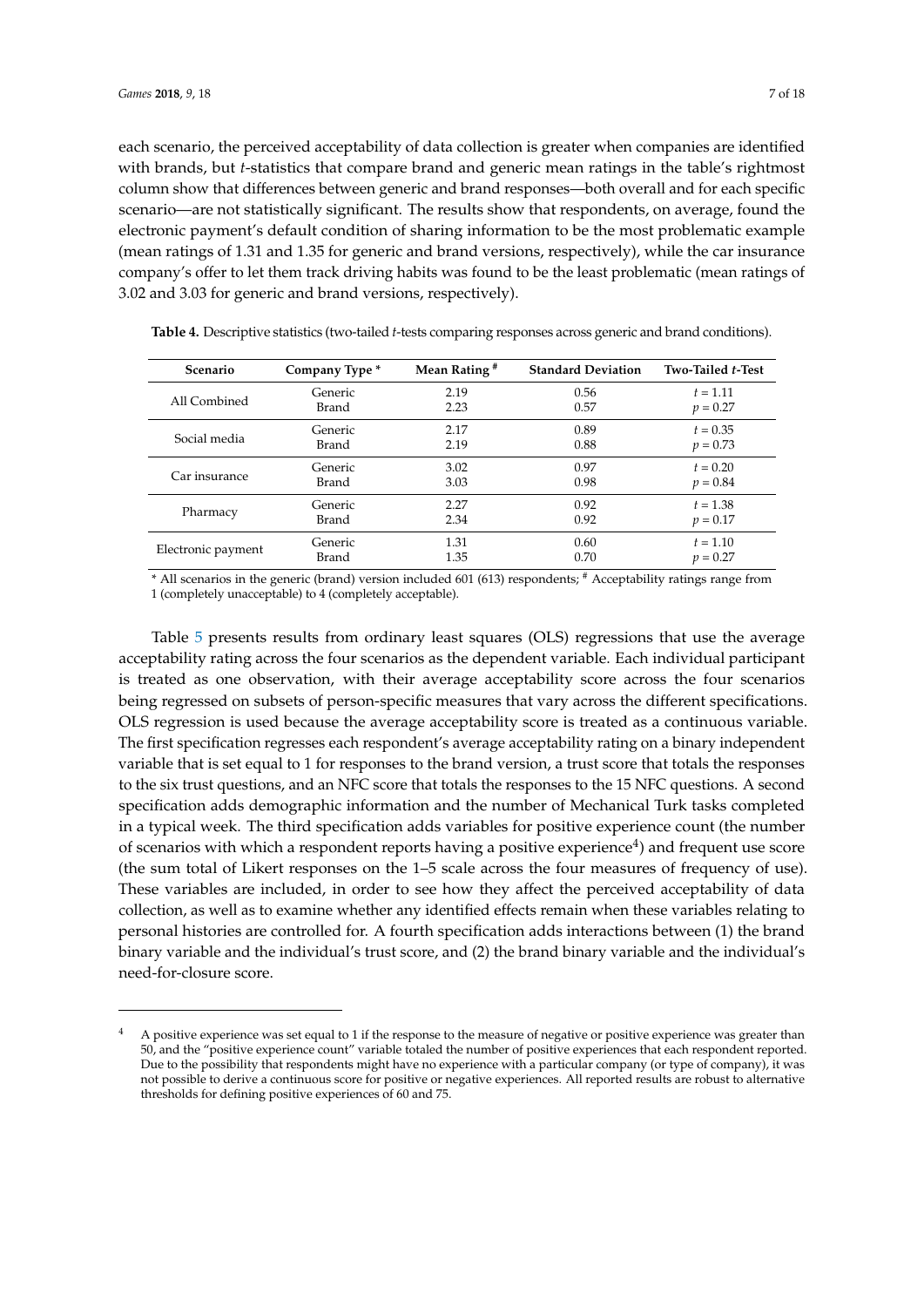each scenario, the perceived acceptability of data collection is greater when companies are identified with brands, but *t*-statistics that compare brand and generic mean ratings in the table's rightmost column show that differences between generic and brand responses—both overall and for each specific scenario—are not statistically significant. The results show that respondents, on average, found the electronic payment's default condition of sharing information to be the most problematic example (mean ratings of 1.31 and 1.35 for generic and brand versions, respectively), while the car insurance company's offer to let them track driving habits was found to be the least problematic (mean ratings of 3.02 and 3.03 for generic and brand versions, respectively).

**Table 4.** Descriptive statistics (two-tailed *t*-tests comparing responses across generic and brand conditions).

| Scenario | Company Type * | Mean Rating # | Standard Deviation | Two-Tailed *t*-Test |
|---|---|---|---|---|
| All Combined | Generic | 2.19 | 0.56 | $t = 1.11$ |
| | Brand | 2.23 | 0.57 | $p = 0.27$ |
| Social media | Generic | 2.17 | 0.89 | $t = 0.35$ |
| | Brand | 2.19 | 0.88 | $p = 0.73$ |
| Car insurance | Generic | 3.02 | 0.97 | $t = 0.20$ |
| | Brand | 3.03 | 0.98 | $p = 0.84$ |
| Pharmacy | Generic | 2.27 | 0.92 | $t = 1.38$ |
| | Brand | 2.34 | 0.92 | $p = 0.17$ |
| Electronic payment | Generic | 1.31 | 0.60 | $t = 1.10$ |
| | Brand | 1.35 | 0.70 | $p = 0.27$ |

* All scenarios in the generic (brand) version included 601 (613) respondents; # Acceptability ratings range from 1 (completely unacceptable) to 4 (completely acceptable).

Table 5 presents results from ordinary least squares (OLS) regressions that use the average acceptability rating across the four scenarios as the dependent variable. Each individual participant is treated as one observation, with their average acceptability score across the four scenarios being regressed on subsets of person-specific measures that vary across the different specifications. OLS regression is used because the average acceptability score is treated as a continuous variable. The first specification regresses each respondent's average acceptability rating on a binary independent variable that is set equal to 1 for responses to the brand version, a trust score that totals the responses to the six trust questions, and an NFC score that totals the responses to the 15 NFC questions. A second specification adds demographic information and the number of Mechanical Turk tasks completed in a typical week. The third specification adds variables for positive experience count (the number of scenarios with which a respondent reports having a positive experience[4]) and frequent use score (the sum total of Likert responses on the 1–5 scale across the four measures of frequency of use). These variables are included, in order to see how they affect the perceived acceptability of data collection, as well as to examine whether any identified effects remain when these variables relating to personal histories are controlled for. A fourth specification adds interactions between (1) the brand binary variable and the individual's trust score, and (2) the brand binary variable and the individual's need-for-closure score.

[4] A positive experience was set equal to 1 if the response to the measure of negative or positive experience was greater than 50, and the "positive experience count" variable totaled the number of positive experiences that each respondent reported. Due to the possibility that respondents might have no experience with a particular company (or type of company), it was not possible to derive a continuous score for positive or negative experiences. All reported results are robust to alternative thresholds for defining positive experiences of 60 and 75.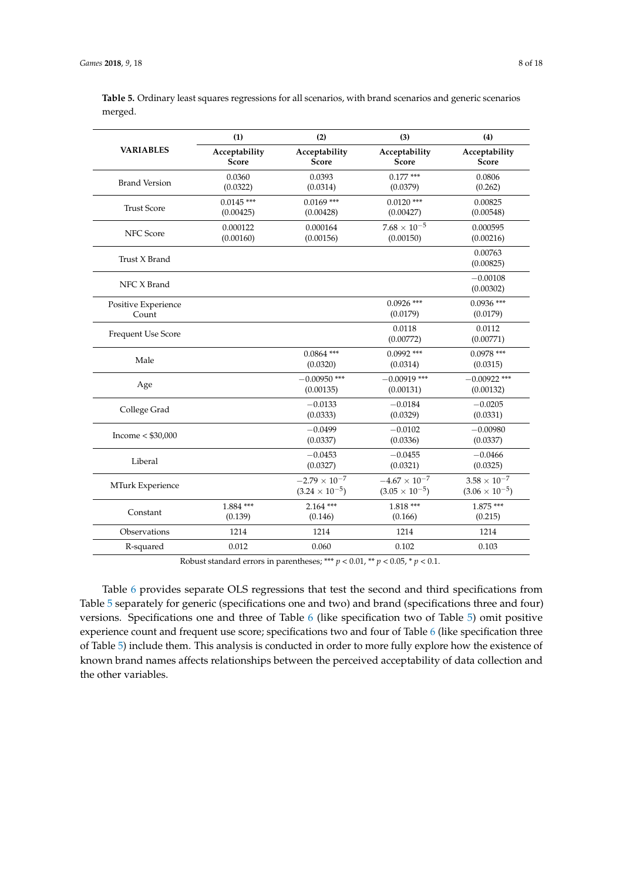**Table 5.** Ordinary least squares regressions for all scenarios, with brand scenarios and generic scenarios merged.

| VARIABLES | (1) Acceptability Score | (2) Acceptability Score | (3) Acceptability Score | (4) Acceptability Score |
|---|---|---|---|---|
| Brand Version | 0.0360 (0.0322) | 0.0393 (0.0314) | 0.177 *** (0.0379) | 0.0806 (0.262) |
| Trust Score | 0.0145 *** (0.00425) | 0.0169 *** (0.00428) | 0.0120 *** (0.00427) | 0.00825 (0.00548) |
| NFC Score | 0.000122 (0.00160) | 0.000164 (0.00156) | $7.68 \times 10^{-5}$ (0.00150) | 0.000595 (0.00216) |
| Trust X Brand | | | | 0.00763 (0.00825) |
| NFC X Brand | | | | −0.00108 (0.00302) |
| Positive Experience Count | | | 0.0926 *** (0.0179) | 0.0936 *** (0.0179) |
| Frequent Use Score | | | 0.0118 (0.00772) | 0.0112 (0.00771) |
| Male | | 0.0864 *** (0.0320) | 0.0992 *** (0.0314) | 0.0978 *** (0.0315) |
| Age | | −0.00950 *** (0.00135) | −0.00919 *** (0.00131) | −0.00922 *** (0.00132) |
| College Grad | | −0.0133 (0.0333) | −0.0184 (0.0329) | −0.0205 (0.0331) |
| Income < $30,000 | | −0.0499 (0.0337) | −0.0102 (0.0336) | −0.00980 (0.0337) |
| Liberal | | −0.0453 (0.0327) | −0.0455 (0.0321) | −0.0466 (0.0325) |
| MTurk Experience | | $-2.79 \times 10^{-7}$ ($3.24 \times 10^{-5}$) | $-4.67 \times 10^{-7}$ ($3.05 \times 10^{-5}$) | $3.58 \times 10^{-7}$ ($3.06 \times 10^{-5}$) |
| Constant | 1.884 *** (0.139) | 2.164 *** (0.146) | 1.818 *** (0.166) | 1.875 *** (0.215) |
| Observations | 1214 | 1214 | 1214 | 1214 |
| R-squared | 0.012 | 0.060 | 0.102 | 0.103 |

Robust standard errors in parentheses; *** $p < 0.01$, ** $p < 0.05$, * $p < 0.1$.

Table 6 provides separate OLS regressions that test the second and third specifications from Table 5 separately for generic (specifications one and two) and brand (specifications three and four) versions. Specifications one and three of Table 6 (like specification two of Table 5) omit positive experience count and frequent use score; specifications two and four of Table 6 (like specification three of Table 5) include them. This analysis is conducted in order to more fully explore how the existence of known brand names affects relationships between the perceived acceptability of data collection and the other variables.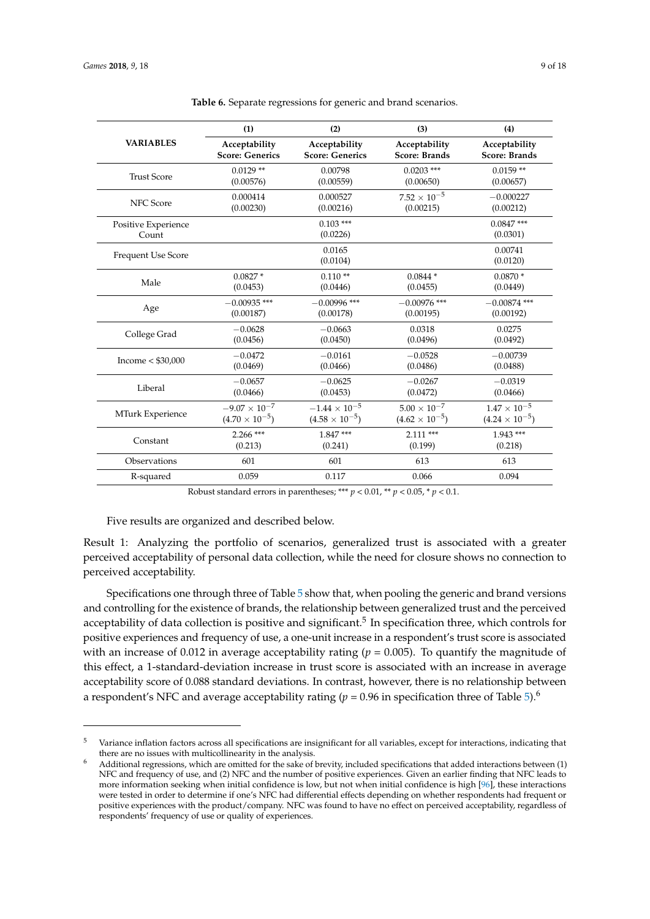**Table 6.** Separate regressions for generic and brand scenarios.

| VARIABLES | (1) Acceptability Score: Generics | (2) Acceptability Score: Generics | (3) Acceptability Score: Brands | (4) Acceptability Score: Brands |
|---|---|---|---|---|
| Trust Score | 0.0129 ** (0.00576) | 0.00798 (0.00559) | 0.0203 *** (0.00650) | 0.0159 ** (0.00657) |
| NFC Score | 0.000414 (0.00230) | 0.000527 (0.00216) | $7.52 \times 10^{-5}$ (0.00215) | −0.000227 (0.00212) |
| Positive Experience Count | | 0.103 *** (0.0226) | | 0.0847 *** (0.0301) |
| Frequent Use Score | | 0.0165 (0.0104) | | 0.00741 (0.0120) |
| Male | 0.0827 * (0.0453) | 0.110 ** (0.0446) | 0.0844 * (0.0455) | 0.0870 * (0.0449) |
| Age | −0.00935 *** (0.00187) | −0.00996 *** (0.00178) | −0.00976 *** (0.00195) | −0.00874 *** (0.00192) |
| College Grad | −0.0628 (0.0456) | −0.0663 (0.0450) | 0.0318 (0.0496) | 0.0275 (0.0492) |
| Income < $30,000 | −0.0472 (0.0469) | −0.0161 (0.0466) | −0.0528 (0.0486) | −0.00739 (0.0488) |
| Liberal | −0.0657 (0.0466) | −0.0625 (0.0453) | −0.0267 (0.0472) | −0.0319 (0.0466) |
| MTurk Experience | $-9.07 \times 10^{-7}$ ($4.70 \times 10^{-5}$) | $-1.44 \times 10^{-5}$ ($4.58 \times 10^{-5}$) | $5.00 \times 10^{-7}$ ($4.62 \times 10^{-5}$) | $1.47 \times 10^{-5}$ ($4.24 \times 10^{-5}$) |
| Constant | 2.266 *** (0.213) | 1.847 *** (0.241) | 2.111 *** (0.199) | 1.943 *** (0.218) |
| Observations | 601 | 601 | 613 | 613 |
| R-squared | 0.059 | 0.117 | 0.066 | 0.094 |

Robust standard errors in parentheses; *** $p < 0.01$, ** $p < 0.05$, * $p < 0.1$.

Five results are organized and described below.

Result 1: Analyzing the portfolio of scenarios, generalized trust is associated with a greater perceived acceptability of personal data collection, while the need for closure shows no connection to perceived acceptability.

Specifications one through three of Table 5 show that, when pooling the generic and brand versions and controlling for the existence of brands, the relationship between generalized trust and the perceived acceptability of data collection is positive and significant.[5] In specification three, which controls for positive experiences and frequency of use, a one-unit increase in a respondent's trust score is associated with an increase of 0.012 in average acceptability rating ($p = 0.005$). To quantify the magnitude of this effect, a 1-standard-deviation increase in trust score is associated with an increase in average acceptability score of 0.088 standard deviations. In contrast, however, there is no relationship between a respondent's NFC and average acceptability rating ($p = 0.96$ in specification three of Table 5).[6]

---

[5] Variance inflation factors across all specifications are insignificant for all variables, except for interactions, indicating that there are no issues with multicollinearity in the analysis.

[6] Additional regressions, which are omitted for the sake of brevity, included specifications that added interactions between (1) NFC and frequency of use, and (2) NFC and the number of positive experiences. Given an earlier finding that NFC leads to more information seeking when initial confidence is low, but not when initial confidence is high [96], these interactions were tested in order to determine if one's NFC had differential effects depending on whether respondents had frequent or positive experiences with the product/company. NFC was found to have no effect on perceived acceptability, regardless of respondents' frequency of use or quality of experiences.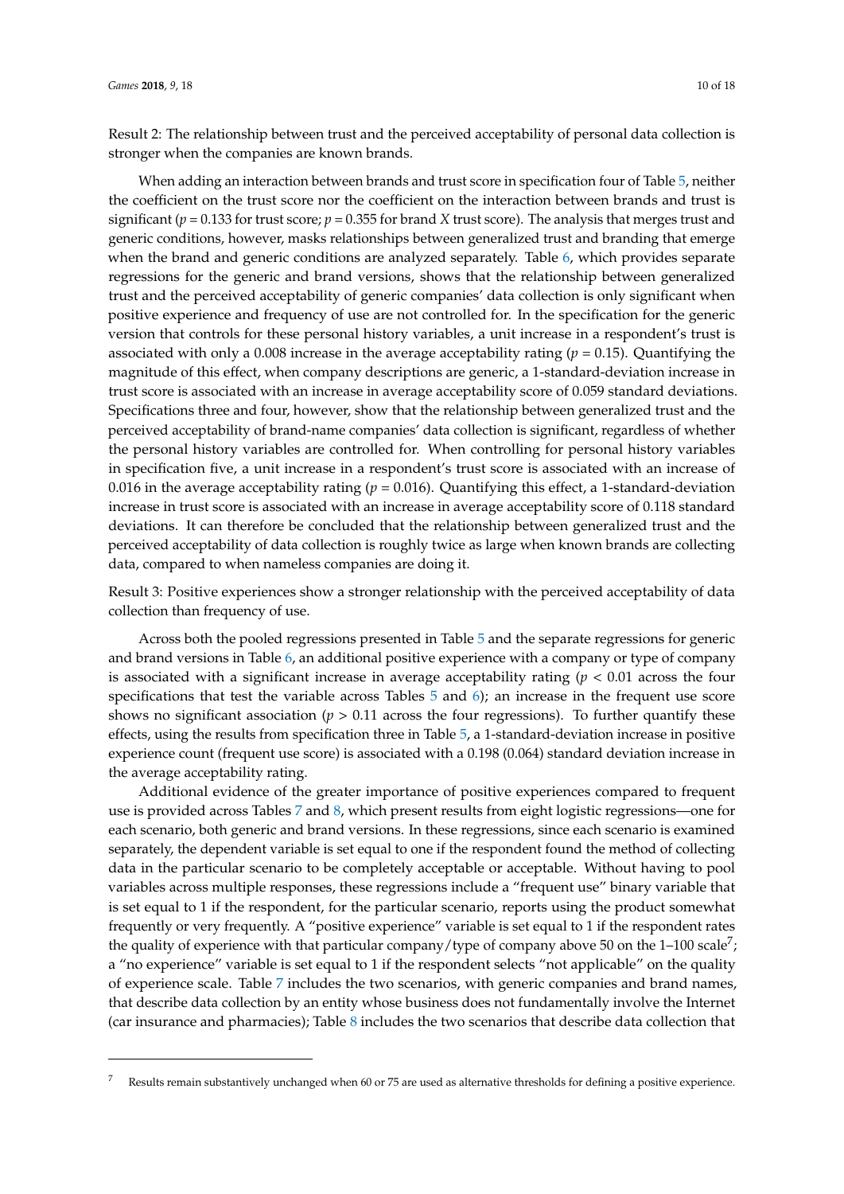Result 2: The relationship between trust and the perceived acceptability of personal data collection is stronger when the companies are known brands.

When adding an interaction between brands and trust score in specification four of Table 5, neither the coefficient on the trust score nor the coefficient on the interaction between brands and trust is significant ($p = 0.133$ for trust score; $p = 0.355$ for brand $X$ trust score). The analysis that merges trust and generic conditions, however, masks relationships between generalized trust and branding that emerge when the brand and generic conditions are analyzed separately. Table 6, which provides separate regressions for the generic and brand versions, shows that the relationship between generalized trust and the perceived acceptability of generic companies' data collection is only significant when positive experience and frequency of use are not controlled for. In the specification for the generic version that controls for these personal history variables, a unit increase in a respondent's trust is associated with only a 0.008 increase in the average acceptability rating ($p = 0.15$). Quantifying the magnitude of this effect, when company descriptions are generic, a 1-standard-deviation increase in trust score is associated with an increase in average acceptability score of 0.059 standard deviations. Specifications three and four, however, show that the relationship between generalized trust and the perceived acceptability of brand-name companies' data collection is significant, regardless of whether the personal history variables are controlled for. When controlling for personal history variables in specification five, a unit increase in a respondent's trust score is associated with an increase of 0.016 in the average acceptability rating ($p = 0.016$). Quantifying this effect, a 1-standard-deviation increase in trust score is associated with an increase in average acceptability score of 0.118 standard deviations. It can therefore be concluded that the relationship between generalized trust and the perceived acceptability of data collection is roughly twice as large when known brands are collecting data, compared to when nameless companies are doing it.

Result 3: Positive experiences show a stronger relationship with the perceived acceptability of data collection than frequency of use.

Across both the pooled regressions presented in Table 5 and the separate regressions for generic and brand versions in Table 6, an additional positive experience with a company or type of company is associated with a significant increase in average acceptability rating ($p < 0.01$ across the four specifications that test the variable across Tables 5 and 6); an increase in the frequent use score shows no significant association ($p > 0.11$ across the four regressions). To further quantify these effects, using the results from specification three in Table 5, a 1-standard-deviation increase in positive experience count (frequent use score) is associated with a 0.198 (0.064) standard deviation increase in the average acceptability rating.

Additional evidence of the greater importance of positive experiences compared to frequent use is provided across Tables 7 and 8, which present results from eight logistic regressions—one for each scenario, both generic and brand versions. In these regressions, since each scenario is examined separately, the dependent variable is set equal to one if the respondent found the method of collecting data in the particular scenario to be completely acceptable or acceptable. Without having to pool variables across multiple responses, these regressions include a "frequent use" binary variable that is set equal to 1 if the respondent, for the particular scenario, reports using the product somewhat frequently or very frequently. A "positive experience" variable is set equal to 1 if the respondent rates the quality of experience with that particular company/type of company above 50 on the 1–100 scale[7]; a "no experience" variable is set equal to 1 if the respondent selects "not applicable" on the quality of experience scale. Table 7 includes the two scenarios, with generic companies and brand names, that describe data collection by an entity whose business does not fundamentally involve the Internet (car insurance and pharmacies); Table 8 includes the two scenarios that describe data collection that

[7] Results remain substantively unchanged when 60 or 75 are used as alternative thresholds for defining a positive experience.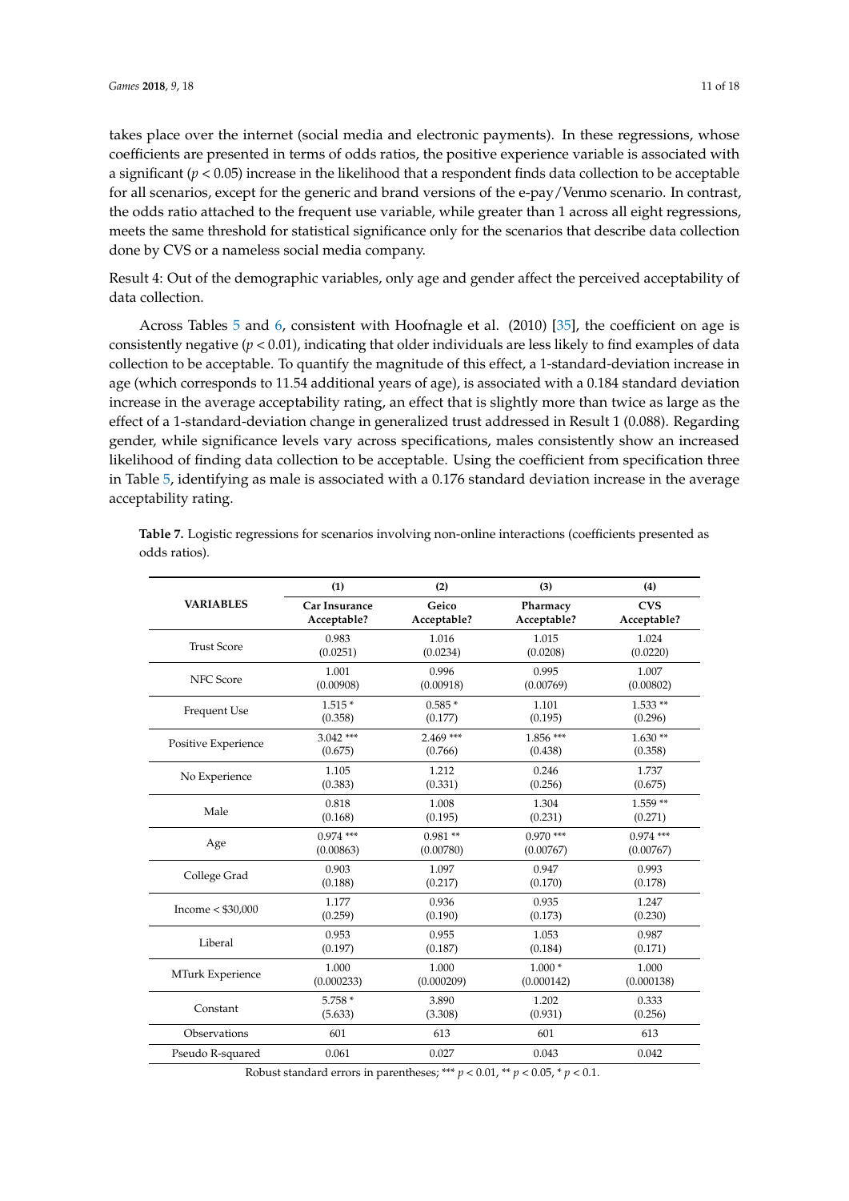takes place over the internet (social media and electronic payments). In these regressions, whose coefficients are presented in terms of odds ratios, the positive experience variable is associated with a significant ($p < 0.05$) increase in the likelihood that a respondent finds data collection to be acceptable for all scenarios, except for the generic and brand versions of the e-pay/Venmo scenario. In contrast, the odds ratio attached to the frequent use variable, while greater than 1 across all eight regressions, meets the same threshold for statistical significance only for the scenarios that describe data collection done by CVS or a nameless social media company.

Result 4: Out of the demographic variables, only age and gender affect the perceived acceptability of data collection.

Across Tables 5 and 6, consistent with Hoofnagle et al. (2010) [35], the coefficient on age is consistently negative ($p < 0.01$), indicating that older individuals are less likely to find examples of data collection to be acceptable. To quantify the magnitude of this effect, a 1-standard-deviation increase in age (which corresponds to 11.54 additional years of age), is associated with a 0.184 standard deviation increase in the average acceptability rating, an effect that is slightly more than twice as large as the effect of a 1-standard-deviation change in generalized trust addressed in Result 1 (0.088). Regarding gender, while significance levels vary across specifications, males consistently show an increased likelihood of finding data collection to be acceptable. Using the coefficient from specification three in Table 5, identifying as male is associated with a 0.176 standard deviation increase in the average acceptability rating.

**Table 7.** Logistic regressions for scenarios involving non-online interactions (coefficients presented as odds ratios).

| | (1) | (2) | (3) | (4) |
|---|---|---|---|---|
| **VARIABLES** | **Car Insurance Acceptable?** | **Geico Acceptable?** | **Pharmacy Acceptable?** | **CVS Acceptable?** |
| Trust Score | 0.983<br>(0.0251) | 1.016<br>(0.0234) | 1.015<br>(0.0208) | 1.024<br>(0.0220) |
| NFC Score | 1.001<br>(0.00908) | 0.996<br>(0.00918) | 0.995<br>(0.00769) | 1.007<br>(0.00802) |
| Frequent Use | 1.515 *<br>(0.358) | 0.585 *<br>(0.177) | 1.101<br>(0.195) | 1.533 **<br>(0.296) |
| Positive Experience | 3.042 ***<br>(0.675) | 2.469 ***<br>(0.766) | 1.856 ***<br>(0.438) | 1.630 **<br>(0.358) |
| No Experience | 1.105<br>(0.383) | 1.212<br>(0.331) | 0.246<br>(0.256) | 1.737<br>(0.675) |
| Male | 0.818<br>(0.168) | 1.008<br>(0.195) | 1.304<br>(0.231) | 1.559 **<br>(0.271) |
| Age | 0.974 ***<br>(0.00863) | 0.981 **<br>(0.00780) | 0.970 ***<br>(0.00767) | 0.974 ***<br>(0.00767) |
| College Grad | 0.903<br>(0.188) | 1.097<br>(0.217) | 0.947<br>(0.170) | 0.993<br>(0.178) |
| Income < $30,000 | 1.177<br>(0.259) | 0.936<br>(0.190) | 0.935<br>(0.173) | 1.247<br>(0.230) |
| Liberal | 0.953<br>(0.197) | 0.955<br>(0.187) | 1.053<br>(0.184) | 0.987<br>(0.171) |
| MTurk Experience | 1.000<br>(0.000233) | 1.000<br>(0.000209) | 1.000 *<br>(0.000142) | 1.000<br>(0.000138) |
| Constant | 5.758 *<br>(5.633) | 3.890<br>(3.308) | 1.202<br>(0.931) | 0.333<br>(0.256) |
| Observations | 601 | 613 | 601 | 613 |
| Pseudo R-squared | 0.061 | 0.027 | 0.043 | 0.042 |

Robust standard errors in parentheses; *** $p < 0.01$, ** $p < 0.05$, * $p < 0.1$.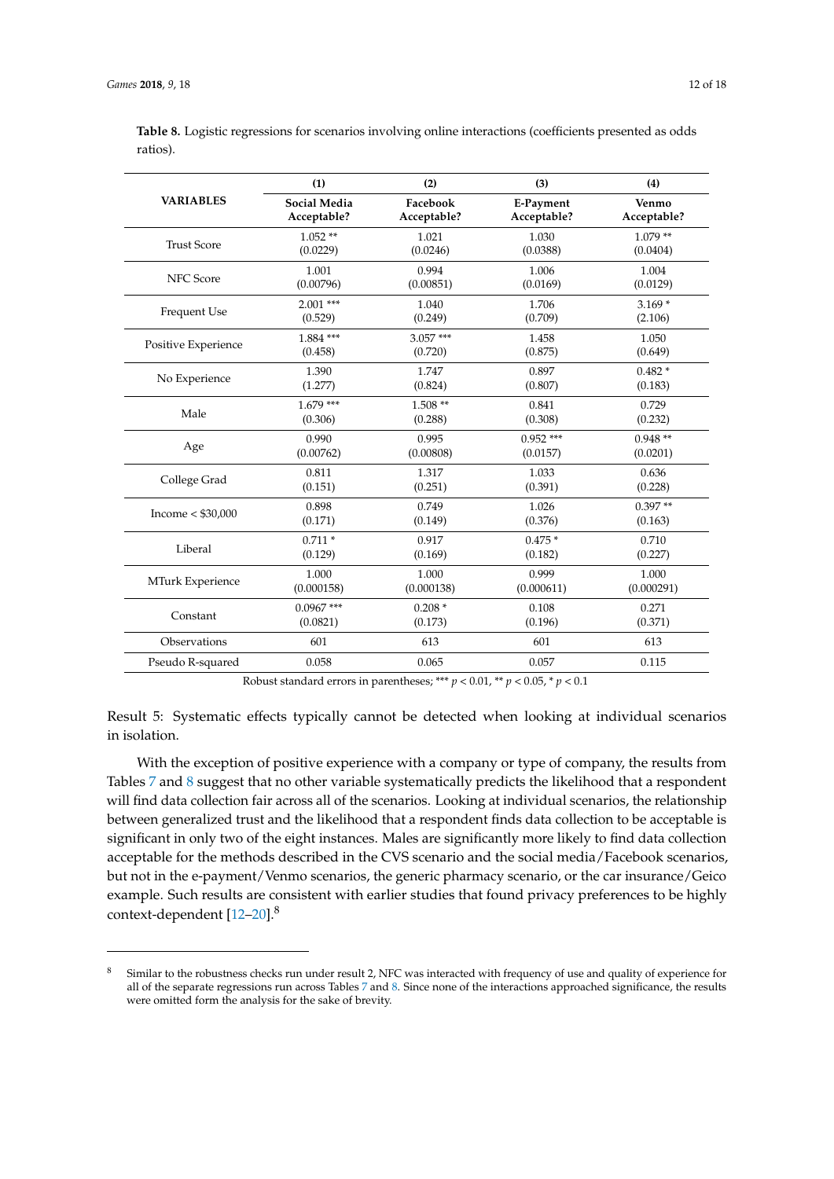**Table 8.** Logistic regressions for scenarios involving online interactions (coefficients presented as odds ratios).

| VARIABLES | (1) Social Media Acceptable? | (2) Facebook Acceptable? | (3) E-Payment Acceptable? | (4) Venmo Acceptable? |
|---|---|---|---|---|
| Trust Score | 1.052 ** (0.0229) | 1.021 (0.0246) | 1.030 (0.0388) | 1.079 ** (0.0404) |
| NFC Score | 1.001 (0.00796) | 0.994 (0.00851) | 1.006 (0.0169) | 1.004 (0.0129) |
| Frequent Use | 2.001 *** (0.529) | 1.040 (0.249) | 1.706 (0.709) | 3.169 * (2.106) |
| Positive Experience | 1.884 *** (0.458) | 3.057 *** (0.720) | 1.458 (0.875) | 1.050 (0.649) |
| No Experience | 1.390 (1.277) | 1.747 (0.824) | 0.897 (0.807) | 0.482 * (0.183) |
| Male | 1.679 *** (0.306) | 1.508 ** (0.288) | 0.841 (0.308) | 0.729 (0.232) |
| Age | 0.990 (0.00762) | 0.995 (0.00808) | 0.952 *** (0.0157) | 0.948 ** (0.0201) |
| College Grad | 0.811 (0.151) | 1.317 (0.251) | 1.033 (0.391) | 0.636 (0.228) |
| Income < $30,000 | 0.898 (0.171) | 0.749 (0.149) | 1.026 (0.376) | 0.397 ** (0.163) |
| Liberal | 0.711 * (0.129) | 0.917 (0.169) | 0.475 * (0.182) | 0.710 (0.227) |
| MTurk Experience | 1.000 (0.000158) | 1.000 (0.000138) | 0.999 (0.000611) | 1.000 (0.000291) |
| Constant | 0.0967 *** (0.0821) | 0.208 * (0.173) | 0.108 (0.196) | 0.271 (0.371) |
| Observations | 601 | 613 | 601 | 613 |
| Pseudo R-squared | 0.058 | 0.065 | 0.057 | 0.115 |

Robust standard errors in parentheses; *** $p < 0.01$, ** $p < 0.05$, * $p < 0.1$

Result 5: Systematic effects typically cannot be detected when looking at individual scenarios in isolation.

With the exception of positive experience with a company or type of company, the results from Tables 7 and 8 suggest that no other variable systematically predicts the likelihood that a respondent will find data collection fair across all of the scenarios. Looking at individual scenarios, the relationship between generalized trust and the likelihood that a respondent finds data collection to be acceptable is significant in only two of the eight instances. Males are significantly more likely to find data collection acceptable for the methods described in the CVS scenario and the social media/Facebook scenarios, but not in the e-payment/Venmo scenarios, the generic pharmacy scenario, or the car insurance/Geico example. Such results are consistent with earlier studies that found privacy preferences to be highly context-dependent [12–20].[8]

[8] Similar to the robustness checks run under result 2, NFC was interacted with frequency of use and quality of experience for all of the separate regressions run across Tables 7 and 8. Since none of the interactions approached significance, the results were omitted form the analysis for the sake of brevity.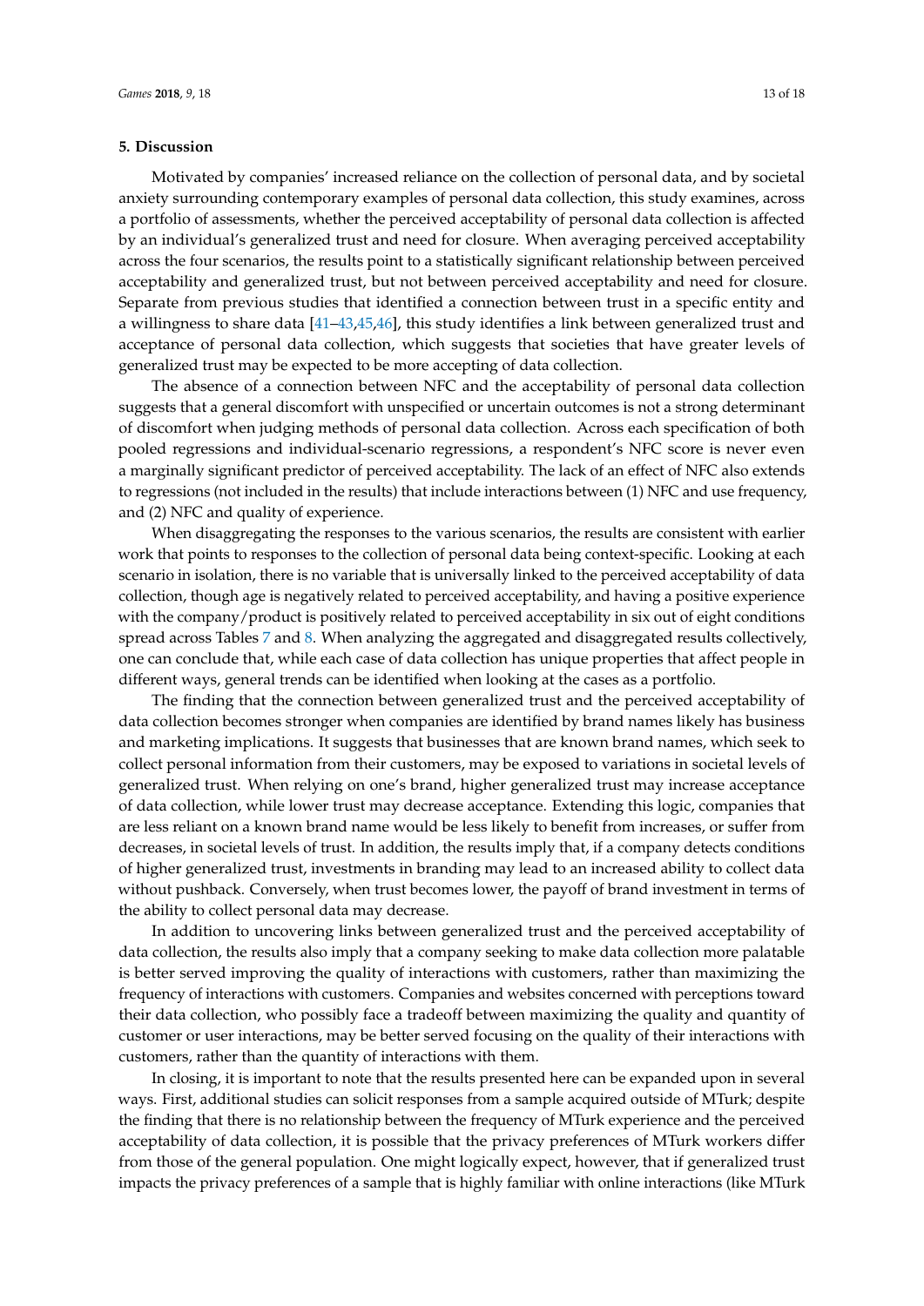## 5. Discussion

Motivated by companies' increased reliance on the collection of personal data, and by societal anxiety surrounding contemporary examples of personal data collection, this study examines, across a portfolio of assessments, whether the perceived acceptability of personal data collection is affected by an individual's generalized trust and need for closure. When averaging perceived acceptability across the four scenarios, the results point to a statistically significant relationship between perceived acceptability and generalized trust, but not between perceived acceptability and need for closure. Separate from previous studies that identified a connection between trust in a specific entity and a willingness to share data [41–43,45,46], this study identifies a link between generalized trust and acceptance of personal data collection, which suggests that societies that have greater levels of generalized trust may be expected to be more accepting of data collection.

The absence of a connection between NFC and the acceptability of personal data collection suggests that a general discomfort with unspecified or uncertain outcomes is not a strong determinant of discomfort when judging methods of personal data collection. Across each specification of both pooled regressions and individual-scenario regressions, a respondent's NFC score is never even a marginally significant predictor of perceived acceptability. The lack of an effect of NFC also extends to regressions (not included in the results) that include interactions between (1) NFC and use frequency, and (2) NFC and quality of experience.

When disaggregating the responses to the various scenarios, the results are consistent with earlier work that points to responses to the collection of personal data being context-specific. Looking at each scenario in isolation, there is no variable that is universally linked to the perceived acceptability of data collection, though age is negatively related to perceived acceptability, and having a positive experience with the company/product is positively related to perceived acceptability in six out of eight conditions spread across Tables 7 and 8. When analyzing the aggregated and disaggregated results collectively, one can conclude that, while each case of data collection has unique properties that affect people in different ways, general trends can be identified when looking at the cases as a portfolio.

The finding that the connection between generalized trust and the perceived acceptability of data collection becomes stronger when companies are identified by brand names likely has business and marketing implications. It suggests that businesses that are known brand names, which seek to collect personal information from their customers, may be exposed to variations in societal levels of generalized trust. When relying on one's brand, higher generalized trust may increase acceptance of data collection, while lower trust may decrease acceptance. Extending this logic, companies that are less reliant on a known brand name would be less likely to benefit from increases, or suffer from decreases, in societal levels of trust. In addition, the results imply that, if a company detects conditions of higher generalized trust, investments in branding may lead to an increased ability to collect data without pushback. Conversely, when trust becomes lower, the payoff of brand investment in terms of the ability to collect personal data may decrease.

In addition to uncovering links between generalized trust and the perceived acceptability of data collection, the results also imply that a company seeking to make data collection more palatable is better served improving the quality of interactions with customers, rather than maximizing the frequency of interactions with customers. Companies and websites concerned with perceptions toward their data collection, who possibly face a tradeoff between maximizing the quality and quantity of customer or user interactions, may be better served focusing on the quality of their interactions with customers, rather than the quantity of interactions with them.

In closing, it is important to note that the results presented here can be expanded upon in several ways. First, additional studies can solicit responses from a sample acquired outside of MTurk; despite the finding that there is no relationship between the frequency of MTurk experience and the perceived acceptability of data collection, it is possible that the privacy preferences of MTurk workers differ from those of the general population. One might logically expect, however, that if generalized trust impacts the privacy preferences of a sample that is highly familiar with online interactions (like MTurk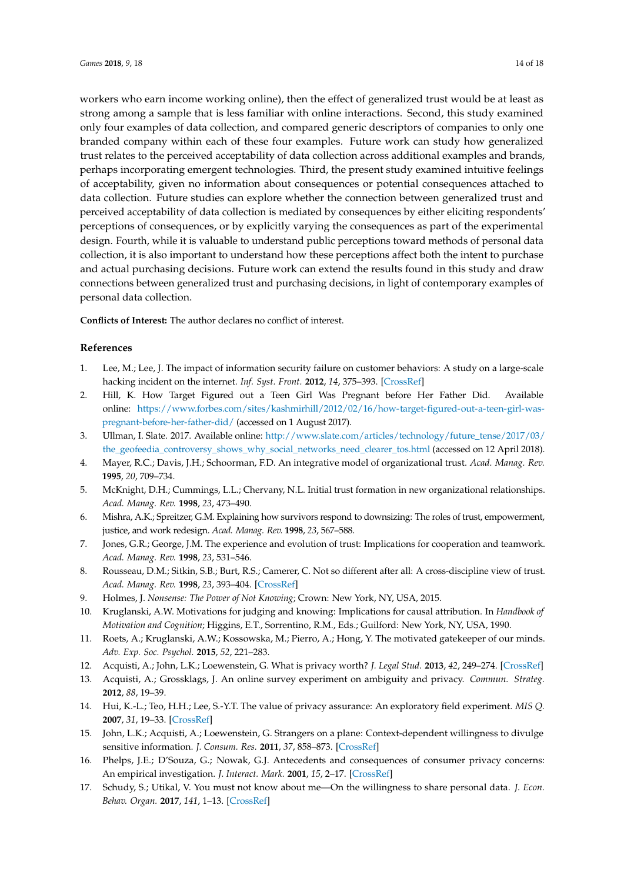workers who earn income working online), then the effect of generalized trust would be at least as strong among a sample that is less familiar with online interactions. Second, this study examined only four examples of data collection, and compared generic descriptors of companies to only one branded company within each of these four examples. Future work can study how generalized trust relates to the perceived acceptability of data collection across additional examples and brands, perhaps incorporating emergent technologies. Third, the present study examined intuitive feelings of acceptability, given no information about consequences or potential consequences attached to data collection. Future studies can explore whether the connection between generalized trust and perceived acceptability of data collection is mediated by consequences by either eliciting respondents' perceptions of consequences, or by explicitly varying the consequences as part of the experimental design. Fourth, while it is valuable to understand public perceptions toward methods of personal data collection, it is also important to understand how these perceptions affect both the intent to purchase and actual purchasing decisions. Future work can extend the results found in this study and draw connections between generalized trust and purchasing decisions, in light of contemporary examples of personal data collection.

**Conflicts of Interest:** The author declares no conflict of interest.

## References

1. Lee, M.; Lee, J. The impact of information security failure on customer behaviors: A study on a large-scale hacking incident on the internet. *Inf. Syst. Front.* **2012**, *14*, 375–393. [CrossRef]
2. Hill, K. How Target Figured out a Teen Girl Was Pregnant before Her Father Did. Available online: https://www.forbes.com/sites/kashmirhill/2012/02/16/how-target-figured-out-a-teen-girl-was-pregnant-before-her-father-did/ (accessed on 1 August 2017).
3. Ullman, I. Slate. 2017. Available online: http://www.slate.com/articles/technology/future_tense/2017/03/the_geofeedia_controversy_shows_why_social_networks_need_clearer_tos.html (accessed on 12 April 2018).
4. Mayer, R.C.; Davis, J.H.; Schoorman, F.D. An integrative model of organizational trust. *Acad. Manag. Rev.* **1995**, *20*, 709–734.
5. McKnight, D.H.; Cummings, L.L.; Chervany, N.L. Initial trust formation in new organizational relationships. *Acad. Manag. Rev.* **1998**, *23*, 473–490.
6. Mishra, A.K.; Spreitzer, G.M. Explaining how survivors respond to downsizing: The roles of trust, empowerment, justice, and work redesign. *Acad. Manag. Rev.* **1998**, *23*, 567–588.
7. Jones, G.R.; George, J.M. The experience and evolution of trust: Implications for cooperation and teamwork. *Acad. Manag. Rev.* **1998**, *23*, 531–546.
8. Rousseau, D.M.; Sitkin, S.B.; Burt, R.S.; Camerer, C. Not so different after all: A cross-discipline view of trust. *Acad. Manag. Rev.* **1998**, *23*, 393–404. [CrossRef]
9. Holmes, J. *Nonsense: The Power of Not Knowing*; Crown: New York, NY, USA, 2015.
10. Kruglanski, A.W. Motivations for judging and knowing: Implications for causal attribution. In *Handbook of Motivation and Cognition*; Higgins, E.T., Sorrentino, R.M., Eds.; Guilford: New York, NY, USA, 1990.
11. Roets, A.; Kruglanski, A.W.; Kossowska, M.; Pierro, A.; Hong, Y. The motivated gatekeeper of our minds. *Adv. Exp. Soc. Psychol.* **2015**, *52*, 221–283.
12. Acquisti, A.; John, L.K.; Loewenstein, G. What is privacy worth? *J. Legal Stud.* **2013**, *42*, 249–274. [CrossRef]
13. Acquisti, A.; Grossklags, J. An online survey experiment on ambiguity and privacy. *Commun. Strateg.* **2012**, *88*, 19–39.
14. Hui, K.-L.; Teo, H.H.; Lee, S.-Y.T. The value of privacy assurance: An exploratory field experiment. *MIS Q.* **2007**, *31*, 19–33. [CrossRef]
15. John, L.K.; Acquisti, A.; Loewenstein, G. Strangers on a plane: Context-dependent willingness to divulge sensitive information. *J. Consum. Res.* **2011**, *37*, 858–873. [CrossRef]
16. Phelps, J.E.; D'Souza, G.; Nowak, G.J. Antecedents and consequences of consumer privacy concerns: An empirical investigation. *J. Interact. Mark.* **2001**, *15*, 2–17. [CrossRef]
17. Schudy, S.; Utikal, V. You must not know about me—On the willingness to share personal data. *J. Econ. Behav. Organ.* **2017**, *141*, 1–13. [CrossRef]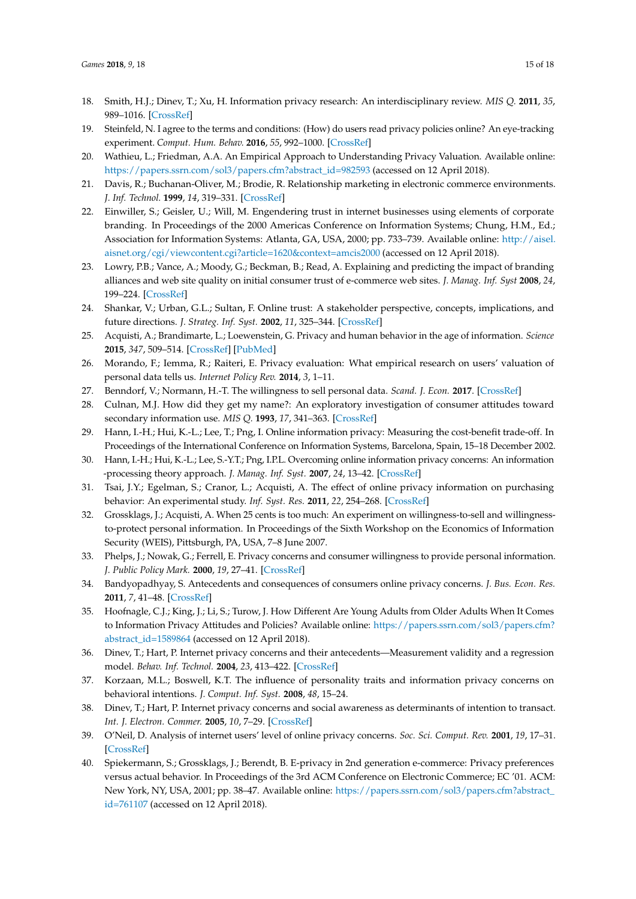18. Smith, H.J.; Dinev, T.; Xu, H. Information privacy research: An interdisciplinary review. *MIS Q.* **2011**, *35*, 989–1016. [CrossRef]
19. Steinfeld, N. I agree to the terms and conditions: (How) do users read privacy policies online? An eye-tracking experiment. *Comput. Hum. Behav.* **2016**, *55*, 992–1000. [CrossRef]
20. Wathieu, L.; Friedman, A.A. An Empirical Approach to Understanding Privacy Valuation. Available online: https://papers.ssrn.com/sol3/papers.cfm?abstract_id=982593 (accessed on 12 April 2018).
21. Davis, R.; Buchanan-Oliver, M.; Brodie, R. Relationship marketing in electronic commerce environments. *J. Inf. Technol.* **1999**, *14*, 319–331. [CrossRef]
22. Einwiller, S.; Geisler, U.; Will, M. Engendering trust in internet businesses using elements of corporate branding. In Proceedings of the 2000 Americas Conference on Information Systems; Chung, H.M., Ed.; Association for Information Systems: Atlanta, GA, USA, 2000; pp. 733–739. Available online: http://aisel.aisnet.org/cgi/viewcontent.cgi?article=1620&context=amcis2000 (accessed on 12 April 2018).
23. Lowry, P.B.; Vance, A.; Moody, G.; Beckman, B.; Read, A. Explaining and predicting the impact of branding alliances and web site quality on initial consumer trust of e-commerce web sites. *J. Manag. Inf. Syst* **2008**, *24*, 199–224. [CrossRef]
24. Shankar, V.; Urban, G.L.; Sultan, F. Online trust: A stakeholder perspective, concepts, implications, and future directions. *J. Strateg. Inf. Syst.* **2002**, *11*, 325–344. [CrossRef]
25. Acquisti, A.; Brandimarte, L.; Loewenstein, G. Privacy and human behavior in the age of information. *Science* **2015**, *347*, 509–514. [CrossRef] [PubMed]
26. Morando, F.; Iemma, R.; Raiteri, E. Privacy evaluation: What empirical research on users' valuation of personal data tells us. *Internet Policy Rev.* **2014**, *3*, 1–11.
27. Benndorf, V.; Normann, H.-T. The willingness to sell personal data. *Scand. J. Econ.* **2017**. [CrossRef]
28. Culnan, M.J. How did they get my name?: An exploratory investigation of consumer attitudes toward secondary information use. *MIS Q.* **1993**, *17*, 341–363. [CrossRef]
29. Hann, I.-H.; Hui, K.-L.; Lee, T.; Png, I. Online information privacy: Measuring the cost-benefit trade-off. In Proceedings of the International Conference on Information Systems, Barcelona, Spain, 15–18 December 2002.
30. Hann, I.-H.; Hui, K.-L.; Lee, S.-Y.T.; Png, I.P.L. Overcoming online information privacy concerns: An information -processing theory approach. *J. Manag. Inf. Syst.* **2007**, *24*, 13–42. [CrossRef]
31. Tsai, J.Y.; Egelman, S.; Cranor, L.; Acquisti, A. The effect of online privacy information on purchasing behavior: An experimental study. *Inf. Syst. Res.* **2011**, *22*, 254–268. [CrossRef]
32. Grossklags, J.; Acquisti, A. When 25 cents is too much: An experiment on willingness-to-sell and willingness-to-protect personal information. In Proceedings of the Sixth Workshop on the Economics of Information Security (WEIS), Pittsburgh, PA, USA, 7–8 June 2007.
33. Phelps, J.; Nowak, G.; Ferrell, E. Privacy concerns and consumer willingness to provide personal information. *J. Public Policy Mark.* **2000**, *19*, 27–41. [CrossRef]
34. Bandyopadhyay, S. Antecedents and consequences of consumers online privacy concerns. *J. Bus. Econ. Res.* **2011**, *7*, 41–48. [CrossRef]
35. Hoofnagle, C.J.; King, J.; Li, S.; Turow, J. How Different Are Young Adults from Older Adults When It Comes to Information Privacy Attitudes and Policies? Available online: https://papers.ssrn.com/sol3/papers.cfm?abstract_id=1589864 (accessed on 12 April 2018).
36. Dinev, T.; Hart, P. Internet privacy concerns and their antecedents—Measurement validity and a regression model. *Behav. Inf. Technol.* **2004**, *23*, 413–422. [CrossRef]
37. Korzaan, M.L.; Boswell, K.T. The influence of personality traits and information privacy concerns on behavioral intentions. *J. Comput. Inf. Syst.* **2008**, *48*, 15–24.
38. Dinev, T.; Hart, P. Internet privacy concerns and social awareness as determinants of intention to transact. *Int. J. Electron. Commer.* **2005**, *10*, 7–29. [CrossRef]
39. O'Neil, D. Analysis of internet users' level of online privacy concerns. *Soc. Sci. Comput. Rev.* **2001**, *19*, 17–31. [CrossRef]
40. Spiekermann, S.; Grossklags, J.; Berendt, B. E-privacy in 2nd generation e-commerce: Privacy preferences versus actual behavior. In Proceedings of the 3rd ACM Conference on Electronic Commerce; EC '01. ACM: New York, NY, USA, 2001; pp. 38–47. Available online: https://papers.ssrn.com/sol3/papers.cfm?abstract_id=761107 (accessed on 12 April 2018).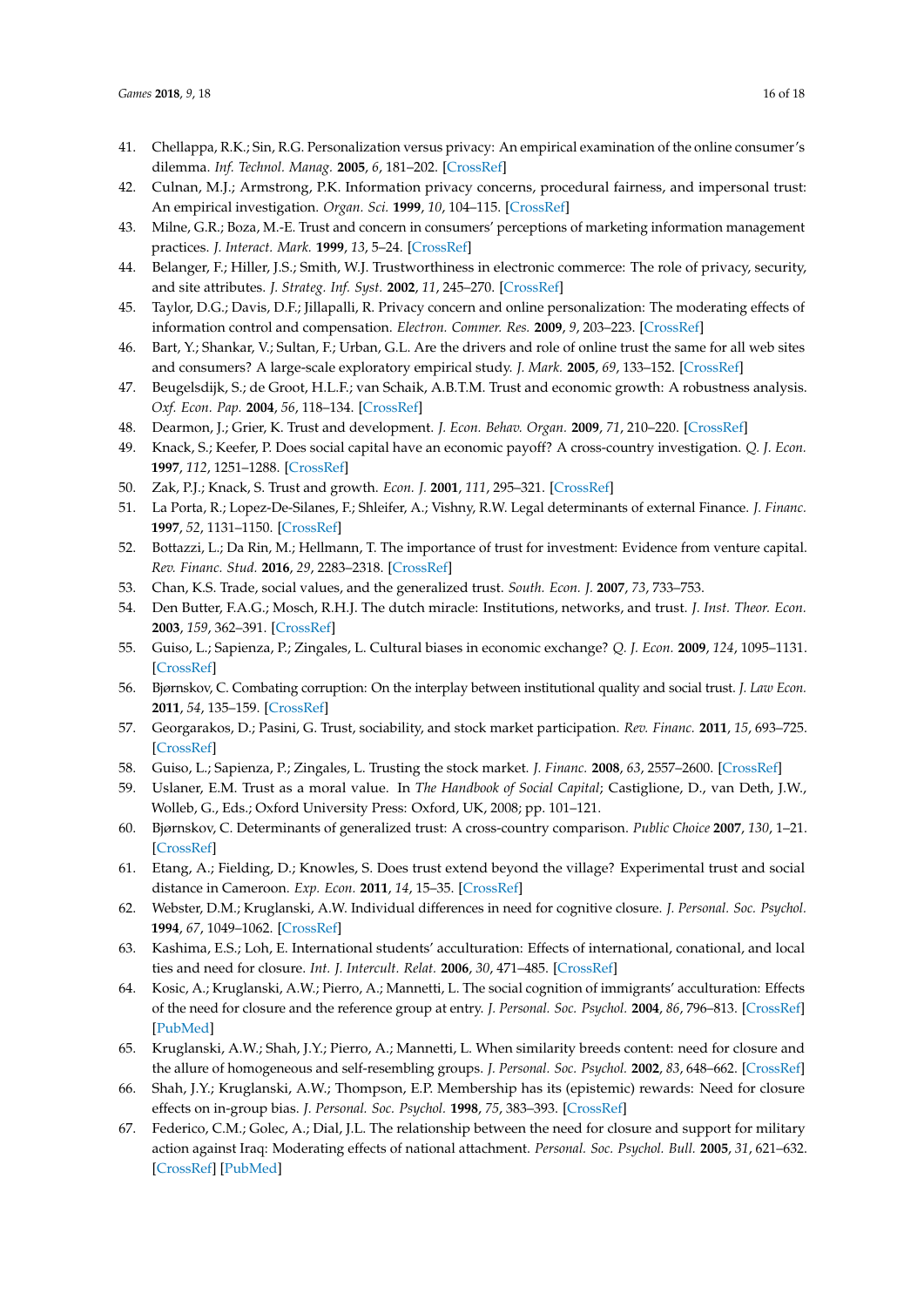41. Chellappa, R.K.; Sin, R.G. Personalization versus privacy: An empirical examination of the online consumer's dilemma. *Inf. Technol. Manag.* **2005**, *6*, 181–202. [CrossRef]
42. Culnan, M.J.; Armstrong, P.K. Information privacy concerns, procedural fairness, and impersonal trust: An empirical investigation. *Organ. Sci.* **1999**, *10*, 104–115. [CrossRef]
43. Milne, G.R.; Boza, M.-E. Trust and concern in consumers' perceptions of marketing information management practices. *J. Interact. Mark.* **1999**, *13*, 5–24. [CrossRef]
44. Belanger, F.; Hiller, J.S.; Smith, W.J. Trustworthiness in electronic commerce: The role of privacy, security, and site attributes. *J. Strateg. Inf. Syst.* **2002**, *11*, 245–270. [CrossRef]
45. Taylor, D.G.; Davis, D.F.; Jillapalli, R. Privacy concern and online personalization: The moderating effects of information control and compensation. *Electron. Commer. Res.* **2009**, *9*, 203–223. [CrossRef]
46. Bart, Y.; Shankar, V.; Sultan, F.; Urban, G.L. Are the drivers and role of online trust the same for all web sites and consumers? A large-scale exploratory empirical study. *J. Mark.* **2005**, *69*, 133–152. [CrossRef]
47. Beugelsdijk, S.; de Groot, H.L.F.; van Schaik, A.B.T.M. Trust and economic growth: A robustness analysis. *Oxf. Econ. Pap.* **2004**, *56*, 118–134. [CrossRef]
48. Dearmon, J.; Grier, K. Trust and development. *J. Econ. Behav. Organ.* **2009**, *71*, 210–220. [CrossRef]
49. Knack, S.; Keefer, P. Does social capital have an economic payoff? A cross-country investigation. *Q. J. Econ.* **1997**, *112*, 1251–1288. [CrossRef]
50. Zak, P.J.; Knack, S. Trust and growth. *Econ. J.* **2001**, *111*, 295–321. [CrossRef]
51. La Porta, R.; Lopez-De-Silanes, F.; Shleifer, A.; Vishny, R.W. Legal determinants of external Finance. *J. Financ.* **1997**, *52*, 1131–1150. [CrossRef]
52. Bottazzi, L.; Da Rin, M.; Hellmann, T. The importance of trust for investment: Evidence from venture capital. *Rev. Financ. Stud.* **2016**, *29*, 2283–2318. [CrossRef]
53. Chan, K.S. Trade, social values, and the generalized trust. *South. Econ. J.* **2007**, *73*, 733–753.
54. Den Butter, F.A.G.; Mosch, R.H.J. The dutch miracle: Institutions, networks, and trust. *J. Inst. Theor. Econ.* **2003**, *159*, 362–391. [CrossRef]
55. Guiso, L.; Sapienza, P.; Zingales, L. Cultural biases in economic exchange? *Q. J. Econ.* **2009**, *124*, 1095–1131. [CrossRef]
56. Bjørnskov, C. Combating corruption: On the interplay between institutional quality and social trust. *J. Law Econ.* **2011**, *54*, 135–159. [CrossRef]
57. Georgarakos, D.; Pasini, G. Trust, sociability, and stock market participation. *Rev. Financ.* **2011**, *15*, 693–725. [CrossRef]
58. Guiso, L.; Sapienza, P.; Zingales, L. Trusting the stock market. *J. Financ.* **2008**, *63*, 2557–2600. [CrossRef]
59. Uslaner, E.M. Trust as a moral value. In *The Handbook of Social Capital*; Castiglione, D., van Deth, J.W., Wolleb, G., Eds.; Oxford University Press: Oxford, UK, 2008; pp. 101–121.
60. Bjørnskov, C. Determinants of generalized trust: A cross-country comparison. *Public Choice* **2007**, *130*, 1–21. [CrossRef]
61. Etang, A.; Fielding, D.; Knowles, S. Does trust extend beyond the village? Experimental trust and social distance in Cameroon. *Exp. Econ.* **2011**, *14*, 15–35. [CrossRef]
62. Webster, D.M.; Kruglanski, A.W. Individual differences in need for cognitive closure. *J. Personal. Soc. Psychol.* **1994**, *67*, 1049–1062. [CrossRef]
63. Kashima, E.S.; Loh, E. International students' acculturation: Effects of international, conational, and local ties and need for closure. *Int. J. Intercult. Relat.* **2006**, *30*, 471–485. [CrossRef]
64. Kosic, A.; Kruglanski, A.W.; Pierro, A.; Mannetti, L. The social cognition of immigrants' acculturation: Effects of the need for closure and the reference group at entry. *J. Personal. Soc. Psychol.* **2004**, *86*, 796–813. [CrossRef] [PubMed]
65. Kruglanski, A.W.; Shah, J.Y.; Pierro, A.; Mannetti, L. When similarity breeds content: need for closure and the allure of homogeneous and self-resembling groups. *J. Personal. Soc. Psychol.* **2002**, *83*, 648–662. [CrossRef]
66. Shah, J.Y.; Kruglanski, A.W.; Thompson, E.P. Membership has its (epistemic) rewards: Need for closure effects on in-group bias. *J. Personal. Soc. Psychol.* **1998**, *75*, 383–393. [CrossRef]
67. Federico, C.M.; Golec, A.; Dial, J.L. The relationship between the need for closure and support for military action against Iraq: Moderating effects of national attachment. *Personal. Soc. Psychol. Bull.* **2005**, *31*, 621–632. [CrossRef] [PubMed]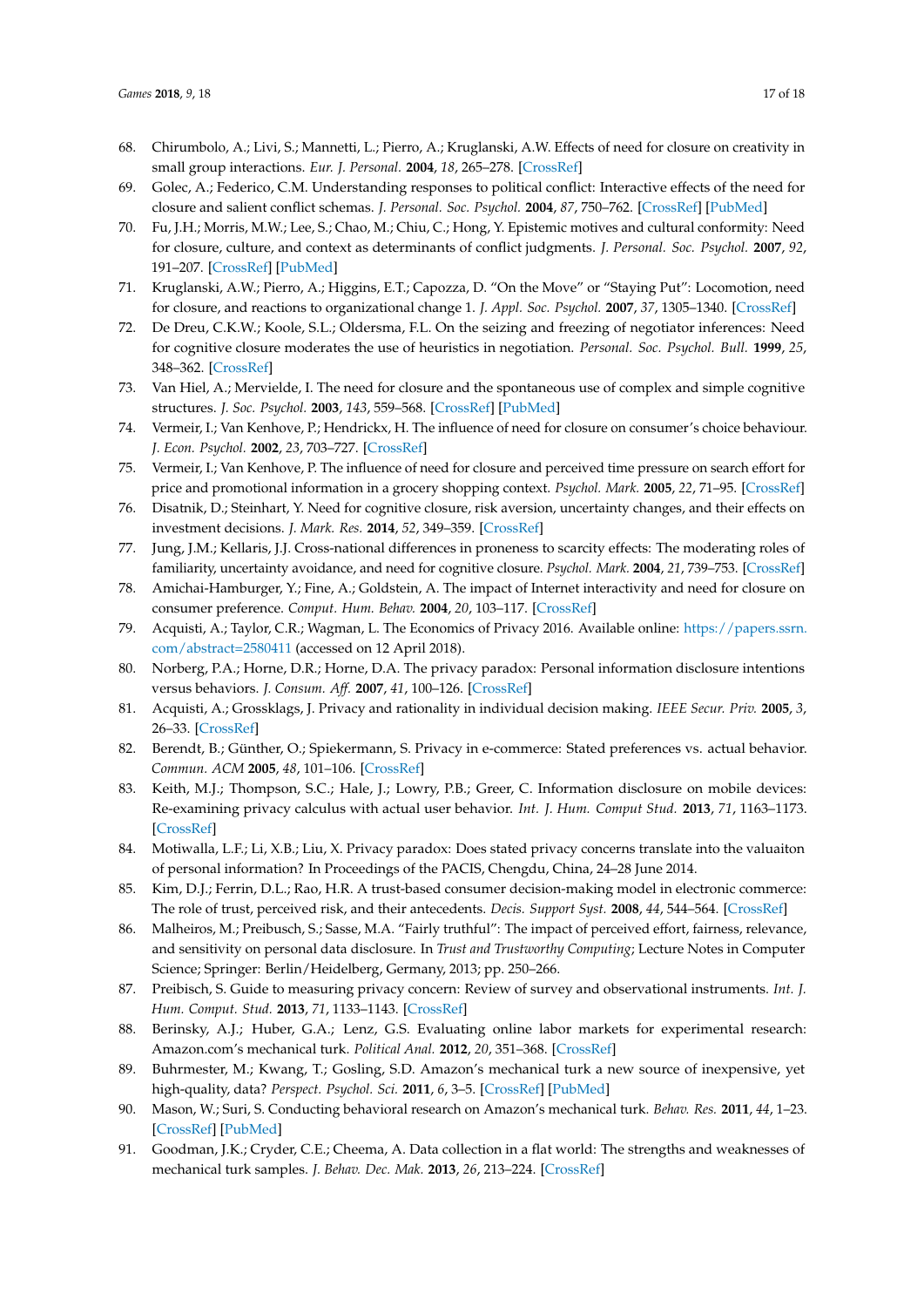68. Chirumbolo, A.; Livi, S.; Mannetti, L.; Pierro, A.; Kruglanski, A.W. Effects of need for closure on creativity in small group interactions. *Eur. J. Personal.* **2004**, *18*, 265–278. [CrossRef]
69. Golec, A.; Federico, C.M. Understanding responses to political conflict: Interactive effects of the need for closure and salient conflict schemas. *J. Personal. Soc. Psychol.* **2004**, *87*, 750–762. [CrossRef] [PubMed]
70. Fu, J.H.; Morris, M.W.; Lee, S.; Chao, M.; Chiu, C.; Hong, Y. Epistemic motives and cultural conformity: Need for closure, culture, and context as determinants of conflict judgments. *J. Personal. Soc. Psychol.* **2007**, *92*, 191–207. [CrossRef] [PubMed]
71. Kruglanski, A.W.; Pierro, A.; Higgins, E.T.; Capozza, D. "On the Move" or "Staying Put": Locomotion, need for closure, and reactions to organizational change 1. *J. Appl. Soc. Psychol.* **2007**, *37*, 1305–1340. [CrossRef]
72. De Dreu, C.K.W.; Koole, S.L.; Oldersma, F.L. On the seizing and freezing of negotiator inferences: Need for cognitive closure moderates the use of heuristics in negotiation. *Personal. Soc. Psychol. Bull.* **1999**, *25*, 348–362. [CrossRef]
73. Van Hiel, A.; Mervielde, I. The need for closure and the spontaneous use of complex and simple cognitive structures. *J. Soc. Psychol.* **2003**, *143*, 559–568. [CrossRef] [PubMed]
74. Vermeir, I.; Van Kenhove, P.; Hendrickx, H. The influence of need for closure on consumer's choice behaviour. *J. Econ. Psychol.* **2002**, *23*, 703–727. [CrossRef]
75. Vermeir, I.; Van Kenhove, P. The influence of need for closure and perceived time pressure on search effort for price and promotional information in a grocery shopping context. *Psychol. Mark.* **2005**, *22*, 71–95. [CrossRef]
76. Disatnik, D.; Steinhart, Y. Need for cognitive closure, risk aversion, uncertainty changes, and their effects on investment decisions. *J. Mark. Res.* **2014**, *52*, 349–359. [CrossRef]
77. Jung, J.M.; Kellaris, J.J. Cross-national differences in proneness to scarcity effects: The moderating roles of familiarity, uncertainty avoidance, and need for cognitive closure. *Psychol. Mark.* **2004**, *21*, 739–753. [CrossRef]
78. Amichai-Hamburger, Y.; Fine, A.; Goldstein, A. The impact of Internet interactivity and need for closure on consumer preference. *Comput. Hum. Behav.* **2004**, *20*, 103–117. [CrossRef]
79. Acquisti, A.; Taylor, C.R.; Wagman, L. The Economics of Privacy 2016. Available online: https://papers.ssrn.com/abstract=2580411 (accessed on 12 April 2018).
80. Norberg, P.A.; Horne, D.R.; Horne, D.A. The privacy paradox: Personal information disclosure intentions versus behaviors. *J. Consum. Aff.* **2007**, *41*, 100–126. [CrossRef]
81. Acquisti, A.; Grossklags, J. Privacy and rationality in individual decision making. *IEEE Secur. Priv.* **2005**, *3*, 26–33. [CrossRef]
82. Berendt, B.; Günther, O.; Spiekermann, S. Privacy in e-commerce: Stated preferences vs. actual behavior. *Commun. ACM* **2005**, *48*, 101–106. [CrossRef]
83. Keith, M.J.; Thompson, S.C.; Hale, J.; Lowry, P.B.; Greer, C. Information disclosure on mobile devices: Re-examining privacy calculus with actual user behavior. *Int. J. Hum. Comput Stud.* **2013**, *71*, 1163–1173. [CrossRef]
84. Motiwalla, L.F.; Li, X.B.; Liu, X. Privacy paradox: Does stated privacy concerns translate into the valuaiton of personal information? In Proceedings of the PACIS, Chengdu, China, 24–28 June 2014.
85. Kim, D.J.; Ferrin, D.L.; Rao, H.R. A trust-based consumer decision-making model in electronic commerce: The role of trust, perceived risk, and their antecedents. *Decis. Support Syst.* **2008**, *44*, 544–564. [CrossRef]
86. Malheiros, M.; Preibusch, S.; Sasse, M.A. "Fairly truthful": The impact of perceived effort, fairness, relevance, and sensitivity on personal data disclosure. In *Trust and Trustworthy Computing*; Lecture Notes in Computer Science; Springer: Berlin/Heidelberg, Germany, 2013; pp. 250–266.
87. Preibisch, S. Guide to measuring privacy concern: Review of survey and observational instruments. *Int. J. Hum. Comput. Stud.* **2013**, *71*, 1133–1143. [CrossRef]
88. Berinsky, A.J.; Huber, G.A.; Lenz, G.S. Evaluating online labor markets for experimental research: Amazon.com's mechanical turk. *Political Anal.* **2012**, *20*, 351–368. [CrossRef]
89. Buhrmester, M.; Kwang, T.; Gosling, S.D. Amazon's mechanical turk a new source of inexpensive, yet high-quality, data? *Perspect. Psychol. Sci.* **2011**, *6*, 3–5. [CrossRef] [PubMed]
90. Mason, W.; Suri, S. Conducting behavioral research on Amazon's mechanical turk. *Behav. Res.* **2011**, *44*, 1–23. [CrossRef] [PubMed]
91. Goodman, J.K.; Cryder, C.E.; Cheema, A. Data collection in a flat world: The strengths and weaknesses of mechanical turk samples. *J. Behav. Dec. Mak.* **2013**, *26*, 213–224. [CrossRef]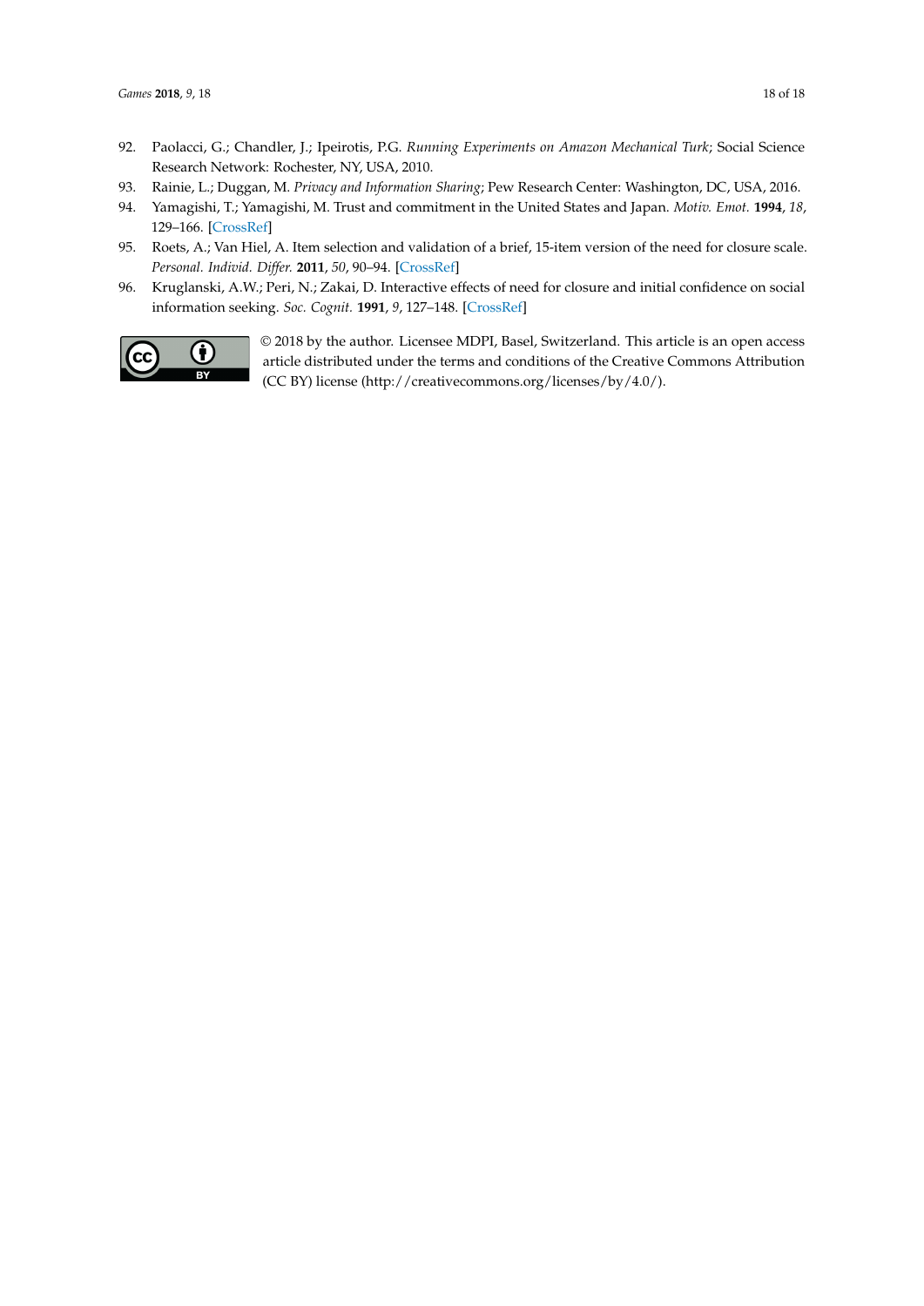92. Paolacci, G.; Chandler, J.; Ipeirotis, P.G. *Running Experiments on Amazon Mechanical Turk*; Social Science Research Network: Rochester, NY, USA, 2010.
93. Rainie, L.; Duggan, M. *Privacy and Information Sharing*; Pew Research Center: Washington, DC, USA, 2016.
94. Yamagishi, T.; Yamagishi, M. Trust and commitment in the United States and Japan. *Motiv. Emot.* **1994**, *18*, 129–166. [CrossRef]
95. Roets, A.; Van Hiel, A. Item selection and validation of a brief, 15-item version of the need for closure scale. *Personal. Individ. Differ.* **2011**, *50*, 90–94. [CrossRef]
96. Kruglanski, A.W.; Peri, N.; Zakai, D. Interactive effects of need for closure and initial confidence on social information seeking. *Soc. Cognit.* **1991**, *9*, 127–148. [CrossRef]

© 2018 by the author. Licensee MDPI, Basel, Switzerland. This article is an open access article distributed under the terms and conditions of the Creative Commons Attribution (CC BY) license (http://creativecommons.org/licenses/by/4.0/).